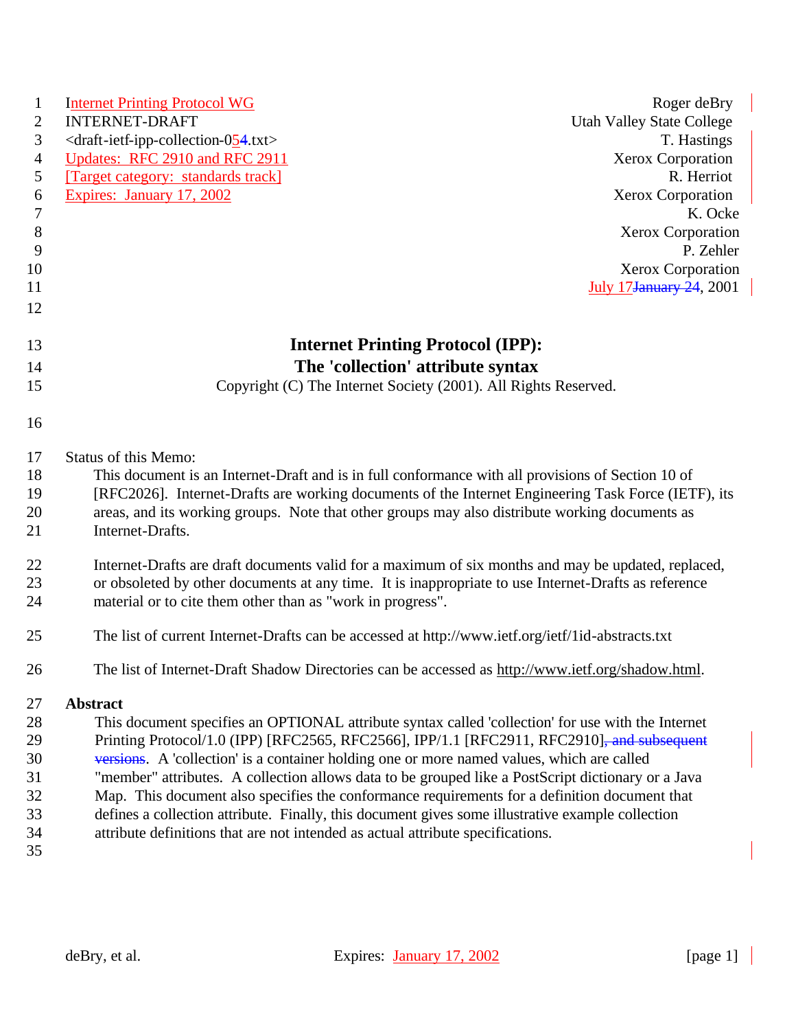Internet Printing Protocol WG
INTERNET-DRAFT
<draft-ietf-ipp-collection-054.txt>
Updates: RFC 2910 and RFC 2911
[Target category: standards track]
Expires: January 17, 2002

Roger deBry
Utah Valley State College
T. Hastings
Xerox Corporation
R. Herriot
Xerox Corporation
K. Ocke
Xerox Corporation
P. Zehler
Xerox Corporation
July 17January 24, 2001

# Internet Printing Protocol (IPP): The 'collection' attribute syntax

Copyright (C) The Internet Society (2001). All Rights Reserved.

Status of this Memo:

This document is an Internet-Draft and is in full conformance with all provisions of Section 10 of [RFC2026]. Internet-Drafts are working documents of the Internet Engineering Task Force (IETF), its areas, and its working groups. Note that other groups may also distribute working documents as Internet-Drafts.

Internet-Drafts are draft documents valid for a maximum of six months and may be updated, replaced, or obsoleted by other documents at any time. It is inappropriate to use Internet-Drafts as reference material or to cite them other than as "work in progress".

The list of current Internet-Drafts can be accessed at http://www.ietf.org/ietf/1id-abstracts.txt

The list of Internet-Draft Shadow Directories can be accessed as http://www.ietf.org/shadow.html.

**Abstract**

This document specifies an OPTIONAL attribute syntax called 'collection' for use with the Internet Printing Protocol/1.0 (IPP) [RFC2565, RFC2566], IPP/1.1 [RFC2911, RFC2910], and subsequent versions. A 'collection' is a container holding one or more named values, which are called "member" attributes. A collection allows data to be grouped like a PostScript dictionary or a Java Map. This document also specifies the conformance requirements for a definition document that defines a collection attribute. Finally, this document gives some illustrative example collection attribute definitions that are not intended as actual attribute specifications.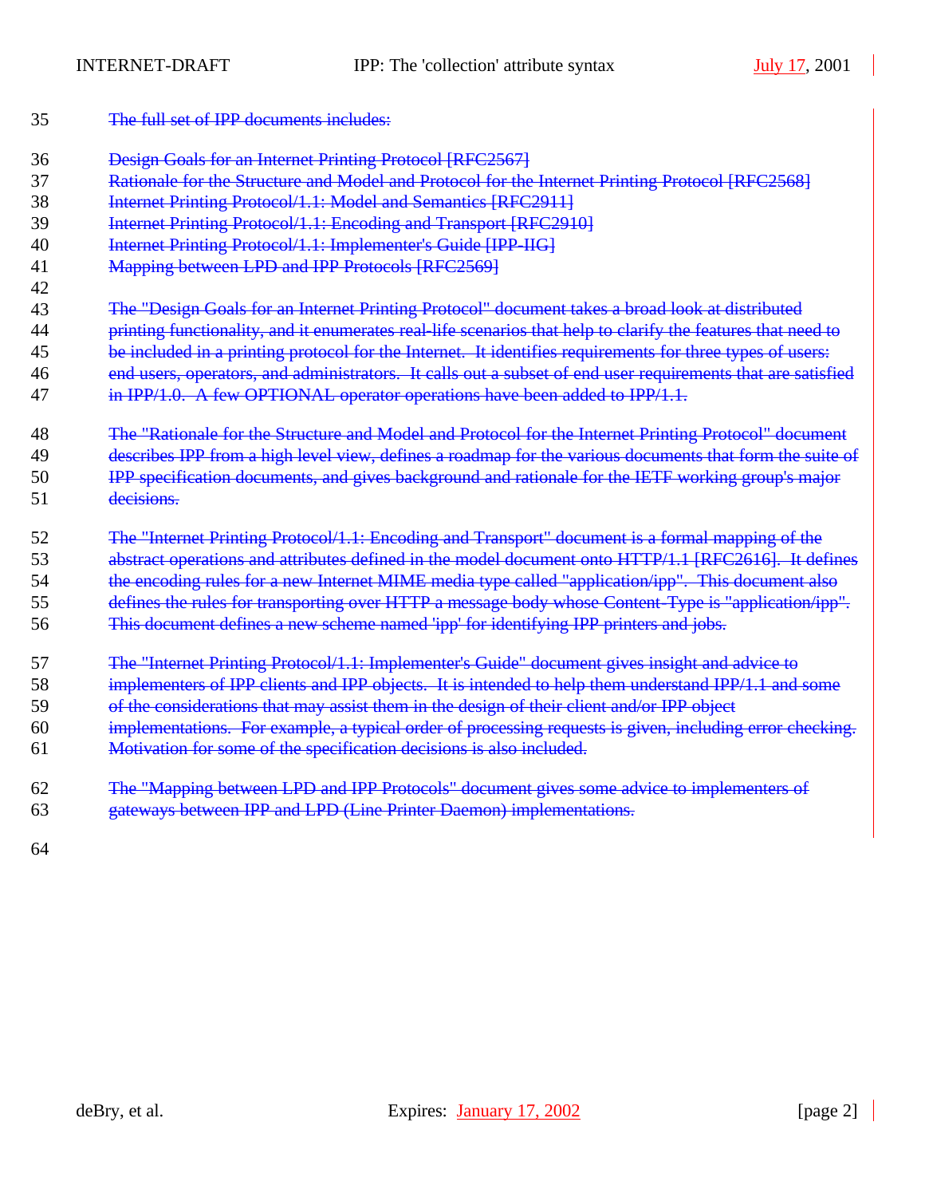~~The full set of IPP documents includes:~~

~~Design Goals for an Internet Printing Protocol [RFC2567]~~
~~Rationale for the Structure and Model and Protocol for the Internet Printing Protocol [RFC2568]~~
~~Internet Printing Protocol/1.1: Model and Semantics [RFC2911]~~
~~Internet Printing Protocol/1.1: Encoding and Transport [RFC2910]~~
~~Internet Printing Protocol/1.1: Implementer's Guide [IPP-IIG]~~
~~Mapping between LPD and IPP Protocols [RFC2569]~~

~~The "Design Goals for an Internet Printing Protocol" document takes a broad look at distributed printing functionality, and it enumerates real-life scenarios that help to clarify the features that need to be included in a printing protocol for the Internet. It identifies requirements for three types of users: end users, operators, and administrators. It calls out a subset of end user requirements that are satisfied in IPP/1.0. A few OPTIONAL operator operations have been added to IPP/1.1.~~

~~The "Rationale for the Structure and Model and Protocol for the Internet Printing Protocol" document describes IPP from a high level view, defines a roadmap for the various documents that form the suite of IPP specification documents, and gives background and rationale for the IETF working group's major decisions.~~

~~The "Internet Printing Protocol/1.1: Encoding and Transport" document is a formal mapping of the abstract operations and attributes defined in the model document onto HTTP/1.1 [RFC2616]. It defines the encoding rules for a new Internet MIME media type called "application/ipp". This document also defines the rules for transporting over HTTP a message body whose Content-Type is "application/ipp". This document defines a new scheme named 'ipp' for identifying IPP printers and jobs.~~

~~The "Internet Printing Protocol/1.1: Implementer's Guide" document gives insight and advice to implementers of IPP clients and IPP objects. It is intended to help them understand IPP/1.1 and some of the considerations that may assist them in the design of their client and/or IPP object implementations. For example, a typical order of processing requests is given, including error checking. Motivation for some of the specification decisions is also included.~~

~~The "Mapping between LPD and IPP Protocols" document gives some advice to implementers of gateways between IPP and LPD (Line Printer Daemon) implementations.~~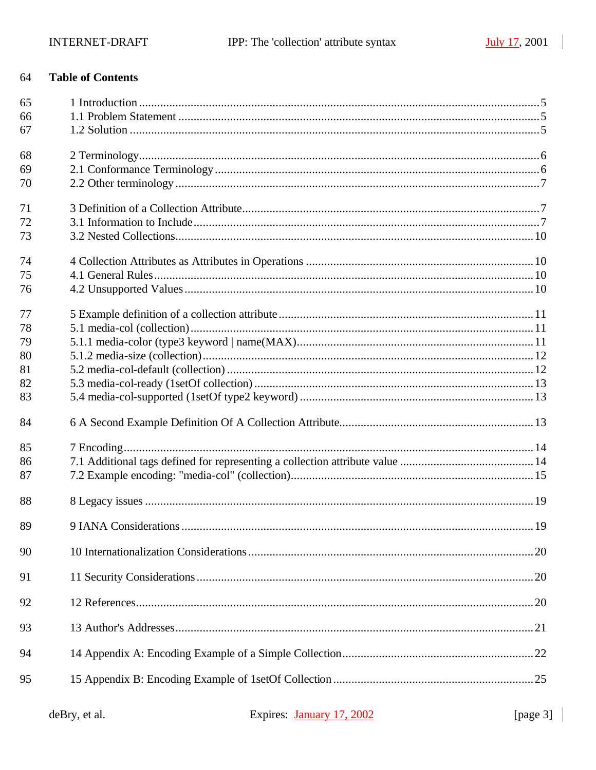**Table of Contents**

1 Introduction ..................................................................................................................5
1.1 Problem Statement .....................................................................................................5
1.2 Solution .......................................................................................................................5

2 Terminology..................................................................................................................6
2.1 Conformance Terminology .........................................................................................6
2.2 Other terminology ......................................................................................................7

3 Definition of a Collection Attribute...............................................................................7
3.1 Information to Include.................................................................................................7
3.2 Nested Collections......................................................................................................10

4 Collection Attributes as Attributes in Operations .........................................................10
4.1 General Rules..............................................................................................................10
4.2 Unsupported Values ....................................................................................................10

5 Example definition of a collection attribute ..................................................................11
5.1 media-col (collection)..................................................................................................11
5.1.1 media-color (type3 keyword | name(MAX)...............................................................11
5.1.2 media-size (collection)..............................................................................................12
5.2 media-col-default (collection) .....................................................................................12
5.3 media-col-ready (1setOf collection) ............................................................................13
5.4 media-col-supported (1setOf type2 keyword) ..............................................................13

6 A Second Example Definition Of A Collection Attribute...............................................13

7 Encoding.......................................................................................................................14
7.1 Additional tags defined for representing a collection attribute value ............................14
7.2 Example encoding: "media-col" (collection)................................................................15

8 Legacy issues ................................................................................................................19

9 IANA Considerations ....................................................................................................19

10 Internationalization Considerations .............................................................................20

11 Security Considerations ...............................................................................................20

12 References...................................................................................................................20

13 Author's Addresses......................................................................................................21

14 Appendix A: Encoding Example of a Simple Collection.............................................22

15 Appendix B: Encoding Example of 1setOf Collection ................................................25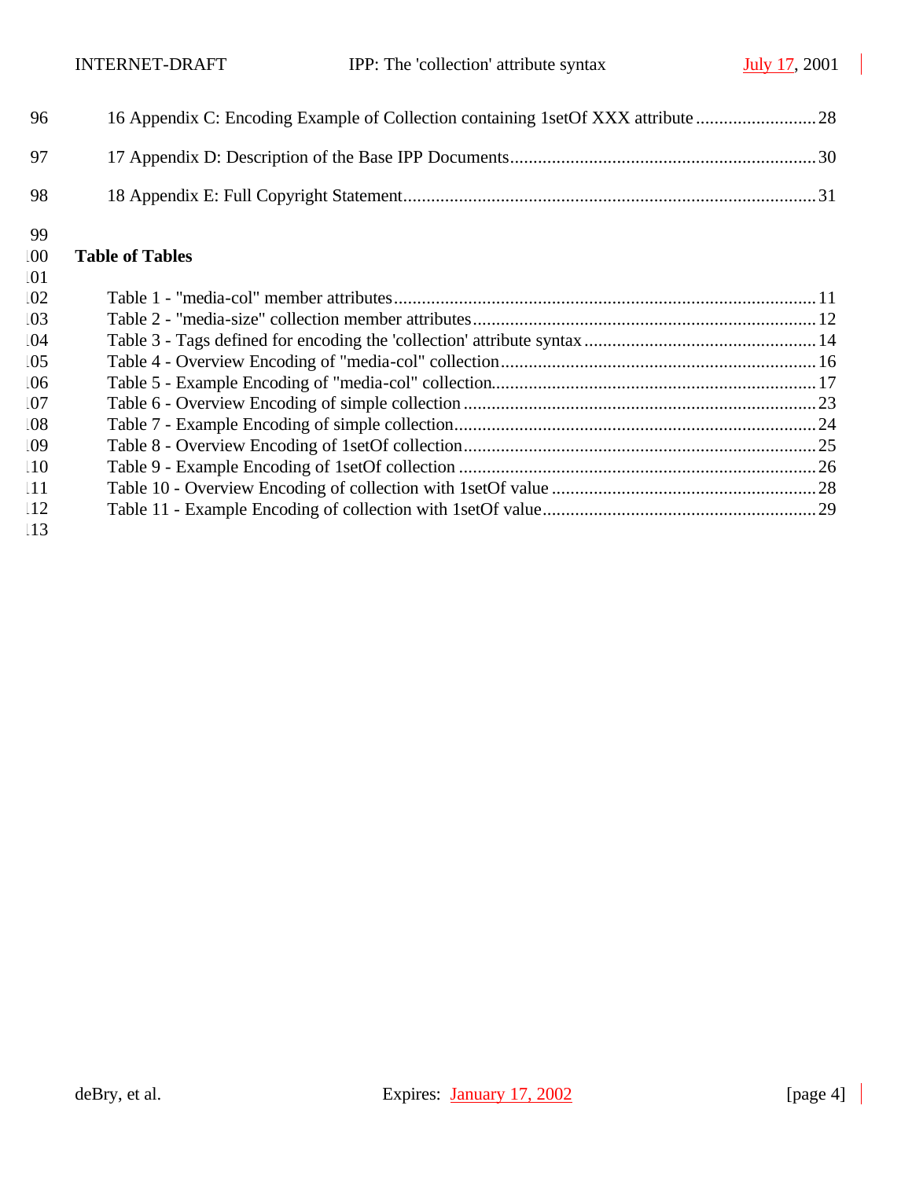16 Appendix C: Encoding Example of Collection containing 1setOf XXX attribute .......................... 28

17 Appendix D: Description of the Base IPP Documents ................................................................. 30

18 Appendix E: Full Copyright Statement ........................................................................................ 31

**Table of Tables**

Table 1 - "media-col" member attributes ........................................................................................ 11
Table 2 - "media-size" collection member attributes ...................................................................... 12
Table 3 - Tags defined for encoding the 'collection' attribute syntax ............................................... 14
Table 4 - Overview Encoding of "media-col" collection ................................................................. 16
Table 5 - Example Encoding of "media-col" collection ................................................................... 17
Table 6 - Overview Encoding of simple collection .......................................................................... 23
Table 7 - Example Encoding of simple collection ............................................................................ 24
Table 8 - Overview Encoding of 1setOf collection .......................................................................... 25
Table 9 - Example Encoding of 1setOf collection ........................................................................... 26
Table 10 - Overview Encoding of collection with 1setOf value ....................................................... 28
Table 11 - Example Encoding of collection with 1setOf value ......................................................... 29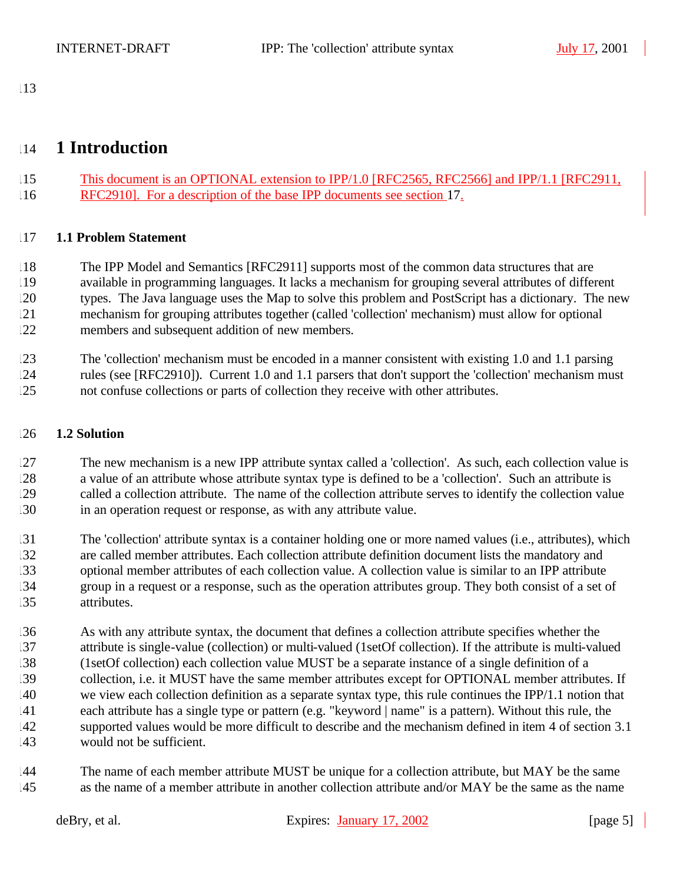# 1 Introduction

This document is an OPTIONAL extension to IPP/1.0 [RFC2565, RFC2566] and IPP/1.1 [RFC2911, RFC2910]. For a description of the base IPP documents see section 17.

## 1.1 Problem Statement

The IPP Model and Semantics [RFC2911] supports most of the common data structures that are available in programming languages. It lacks a mechanism for grouping several attributes of different types. The Java language uses the Map to solve this problem and PostScript has a dictionary. The new mechanism for grouping attributes together (called 'collection' mechanism) must allow for optional members and subsequent addition of new members.

The 'collection' mechanism must be encoded in a manner consistent with existing 1.0 and 1.1 parsing rules (see [RFC2910]). Current 1.0 and 1.1 parsers that don't support the 'collection' mechanism must not confuse collections or parts of collection they receive with other attributes.

## 1.2 Solution

The new mechanism is a new IPP attribute syntax called a 'collection'. As such, each collection value is a value of an attribute whose attribute syntax type is defined to be a 'collection'. Such an attribute is called a collection attribute. The name of the collection attribute serves to identify the collection value in an operation request or response, as with any attribute value.

The 'collection' attribute syntax is a container holding one or more named values (i.e., attributes), which are called member attributes. Each collection attribute definition document lists the mandatory and optional member attributes of each collection value. A collection value is similar to an IPP attribute group in a request or a response, such as the operation attributes group. They both consist of a set of attributes.

As with any attribute syntax, the document that defines a collection attribute specifies whether the attribute is single-value (collection) or multi-valued (1setOf collection). If the attribute is multi-valued (1setOf collection) each collection value MUST be a separate instance of a single definition of a collection, i.e. it MUST have the same member attributes except for OPTIONAL member attributes. If we view each collection definition as a separate syntax type, this rule continues the IPP/1.1 notion that each attribute has a single type or pattern (e.g. "keyword | name" is a pattern). Without this rule, the supported values would be more difficult to describe and the mechanism defined in item 4 of section 3.1 would not be sufficient.

The name of each member attribute MUST be unique for a collection attribute, but MAY be the same as the name of a member attribute in another collection attribute and/or MAY be the same as the name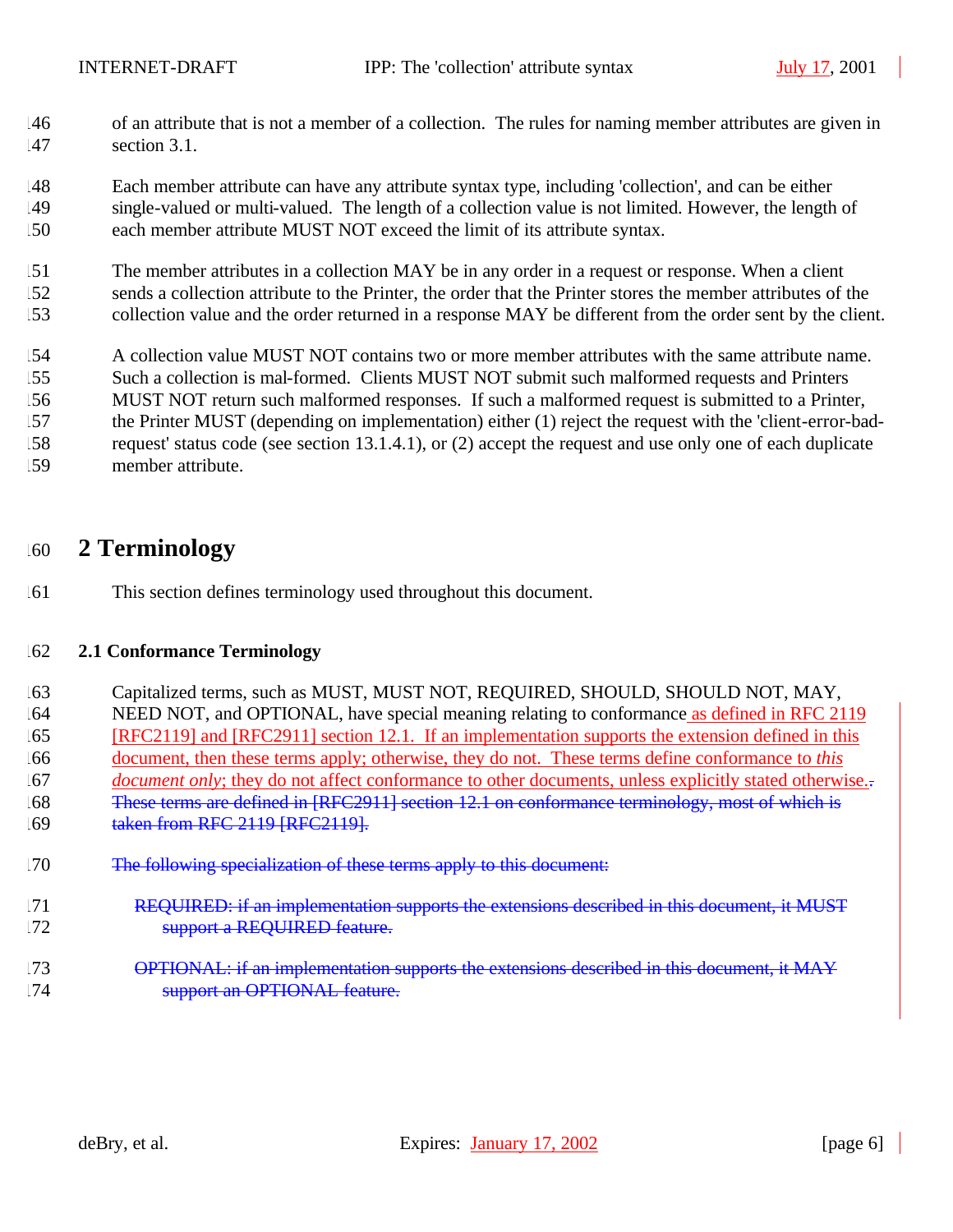of an attribute that is not a member of a collection. The rules for naming member attributes are given in section 3.1.

Each member attribute can have any attribute syntax type, including 'collection', and can be either single-valued or multi-valued. The length of a collection value is not limited. However, the length of each member attribute MUST NOT exceed the limit of its attribute syntax.

The member attributes in a collection MAY be in any order in a request or response. When a client sends a collection attribute to the Printer, the order that the Printer stores the member attributes of the collection value and the order returned in a response MAY be different from the order sent by the client.

A collection value MUST NOT contains two or more member attributes with the same attribute name. Such a collection is mal-formed. Clients MUST NOT submit such malformed requests and Printers MUST NOT return such malformed responses. If such a malformed request is submitted to a Printer, the Printer MUST (depending on implementation) either (1) reject the request with the 'client-error-bad-request' status code (see section 13.1.4.1), or (2) accept the request and use only one of each duplicate member attribute.

# 2 Terminology

This section defines terminology used throughout this document.

## 2.1 Conformance Terminology

Capitalized terms, such as MUST, MUST NOT, REQUIRED, SHOULD, SHOULD NOT, MAY, NEED NOT, and OPTIONAL, have special meaning relating to conformance as defined in RFC 2119 [RFC2119] and [RFC2911] section 12.1. If an implementation supports the extension defined in this document, then these terms apply; otherwise, they do not. These terms define conformance to *this document only*; they do not affect conformance to other documents, unless explicitly stated otherwise.~~.~~ ~~These terms are defined in [RFC2911] section 12.1 on conformance terminology, most of which is taken from RFC 2119 [RFC2119].~~

~~The following specialization of these terms apply to this document:~~

~~REQUIRED: if an implementation supports the extensions described in this document, it MUST support a REQUIRED feature.~~

~~OPTIONAL: if an implementation supports the extensions described in this document, it MAY support an OPTIONAL feature.~~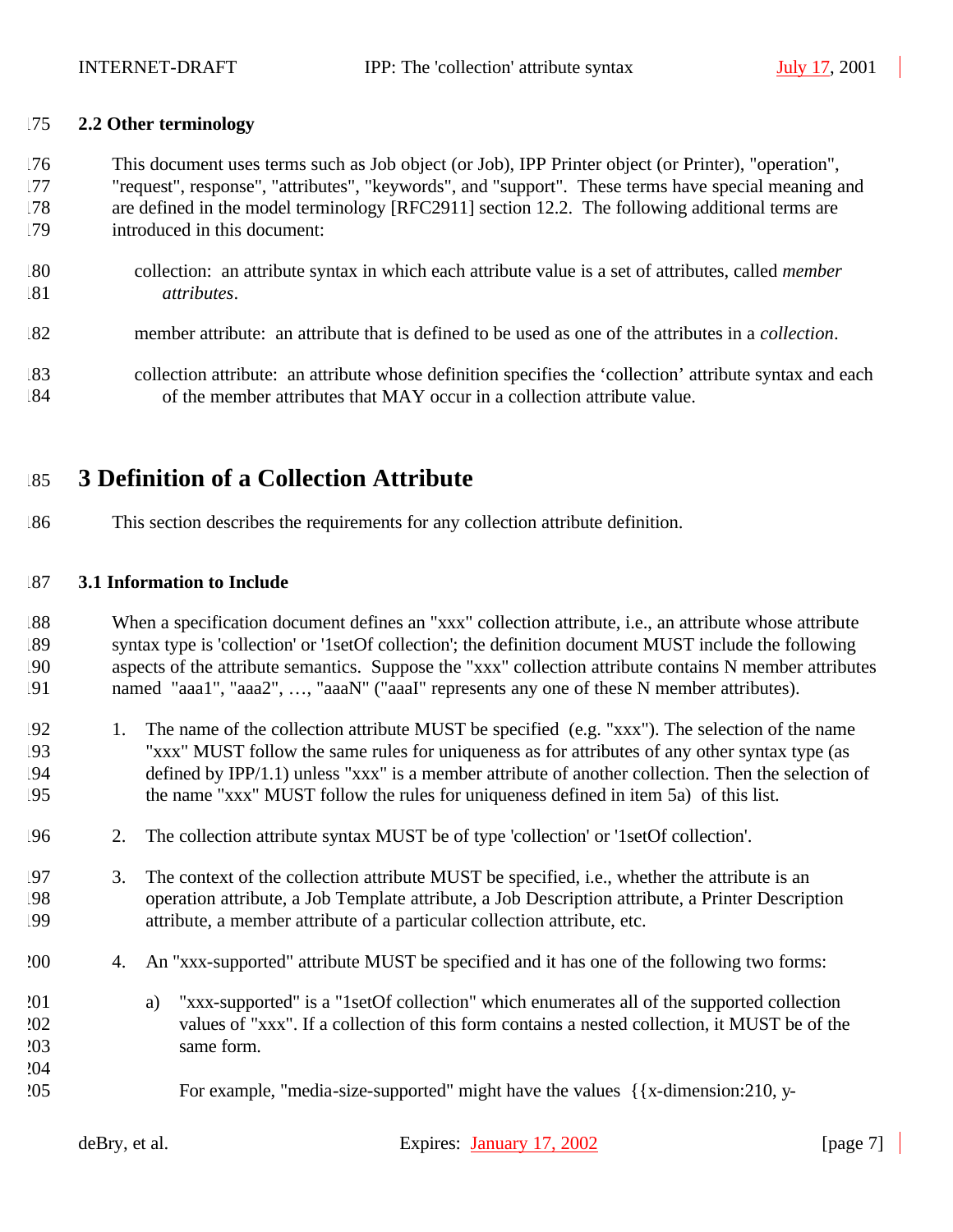### 2.2 Other terminology

This document uses terms such as Job object (or Job), IPP Printer object (or Printer), "operation", "request", response", "attributes", "keywords", and "support". These terms have special meaning and are defined in the model terminology [RFC2911] section 12.2. The following additional terms are introduced in this document:

collection: an attribute syntax in which each attribute value is a set of attributes, called *member attributes*.

member attribute: an attribute that is defined to be used as one of the attributes in a *collection*.

collection attribute: an attribute whose definition specifies the 'collection' attribute syntax and each of the member attributes that MAY occur in a collection attribute value.

# 3 Definition of a Collection Attribute

This section describes the requirements for any collection attribute definition.

### 3.1 Information to Include

When a specification document defines an "xxx" collection attribute, i.e., an attribute whose attribute syntax type is 'collection' or '1setOf collection'; the definition document MUST include the following aspects of the attribute semantics. Suppose the "xxx" collection attribute contains N member attributes named "aaa1", "aaa2", …, "aaaN" ("aaaI" represents any one of these N member attributes).

1. The name of the collection attribute MUST be specified (e.g. "xxx"). The selection of the name "xxx" MUST follow the same rules for uniqueness as for attributes of any other syntax type (as defined by IPP/1.1) unless "xxx" is a member attribute of another collection. Then the selection of the name "xxx" MUST follow the rules for uniqueness defined in item 5a) of this list.

2. The collection attribute syntax MUST be of type 'collection' or '1setOf collection'.

3. The context of the collection attribute MUST be specified, i.e., whether the attribute is an operation attribute, a Job Template attribute, a Job Description attribute, a Printer Description attribute, a member attribute of a particular collection attribute, etc.

4. An "xxx-supported" attribute MUST be specified and it has one of the following two forms:

   a) "xxx-supported" is a "1setOf collection" which enumerates all of the supported collection values of "xxx". If a collection of this form contains a nested collection, it MUST be of the same form.

      For example, "media-size-supported" might have the values {{x-dimension:210, y-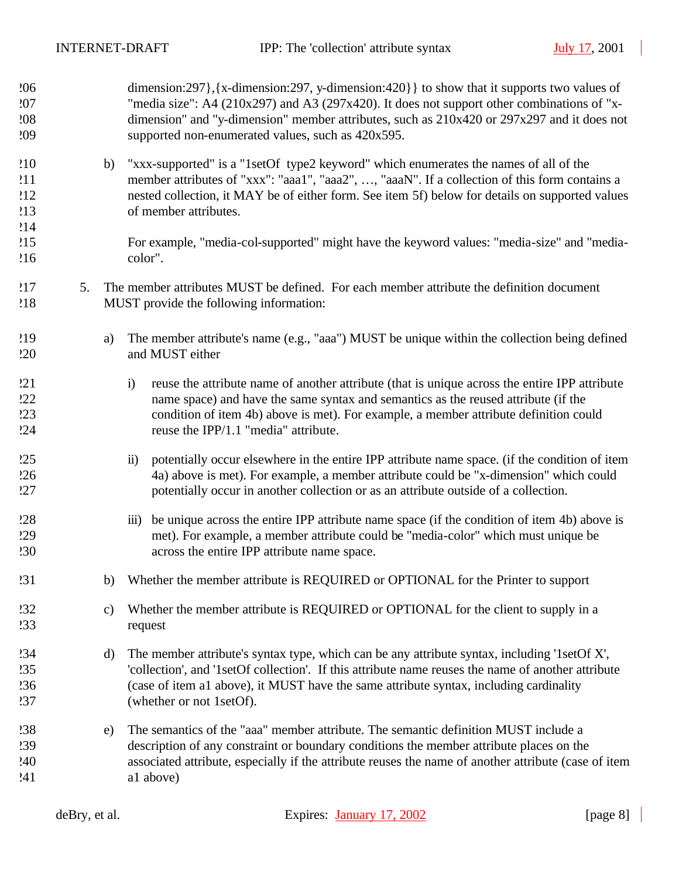dimension:297},{x-dimension:297, y-dimension:420}} to show that it supports two values of "media size": A4 (210x297) and A3 (297x420). It does not support other combinations of "x-dimension" and "y-dimension" member attributes, such as 210x420 or 297x297 and it does not supported non-enumerated values, such as 420x595.

b) "xxx-supported" is a "1setOf type2 keyword" which enumerates the names of all of the member attributes of "xxx": "aaa1", "aaa2", …, "aaaN". If a collection of this form contains a nested collection, it MAY be of either form. See item 5f) below for details on supported values of member attributes.

   For example, "media-col-supported" might have the keyword values: "media-size" and "media-color".

5. The member attributes MUST be defined. For each member attribute the definition document MUST provide the following information:

   a) The member attribute's name (e.g., "aaa") MUST be unique within the collection being defined and MUST either

      i) reuse the attribute name of another attribute (that is unique across the entire IPP attribute name space) and have the same syntax and semantics as the reused attribute (if the condition of item 4b) above is met). For example, a member attribute definition could reuse the IPP/1.1 "media" attribute.

      ii) potentially occur elsewhere in the entire IPP attribute name space. (if the condition of item 4a) above is met). For example, a member attribute could be "x-dimension" which could potentially occur in another collection or as an attribute outside of a collection.

      iii) be unique across the entire IPP attribute name space (if the condition of item 4b) above is met). For example, a member attribute could be "media-color" which must unique be across the entire IPP attribute name space.

   b) Whether the member attribute is REQUIRED or OPTIONAL for the Printer to support

   c) Whether the member attribute is REQUIRED or OPTIONAL for the client to supply in a request

   d) The member attribute's syntax type, which can be any attribute syntax, including '1setOf X', 'collection', and '1setOf collection'. If this attribute name reuses the name of another attribute (case of item a1 above), it MUST have the same attribute syntax, including cardinality (whether or not 1setOf).

   e) The semantics of the "aaa" member attribute. The semantic definition MUST include a description of any constraint or boundary conditions the member attribute places on the associated attribute, especially if the attribute reuses the name of another attribute (case of item a1 above)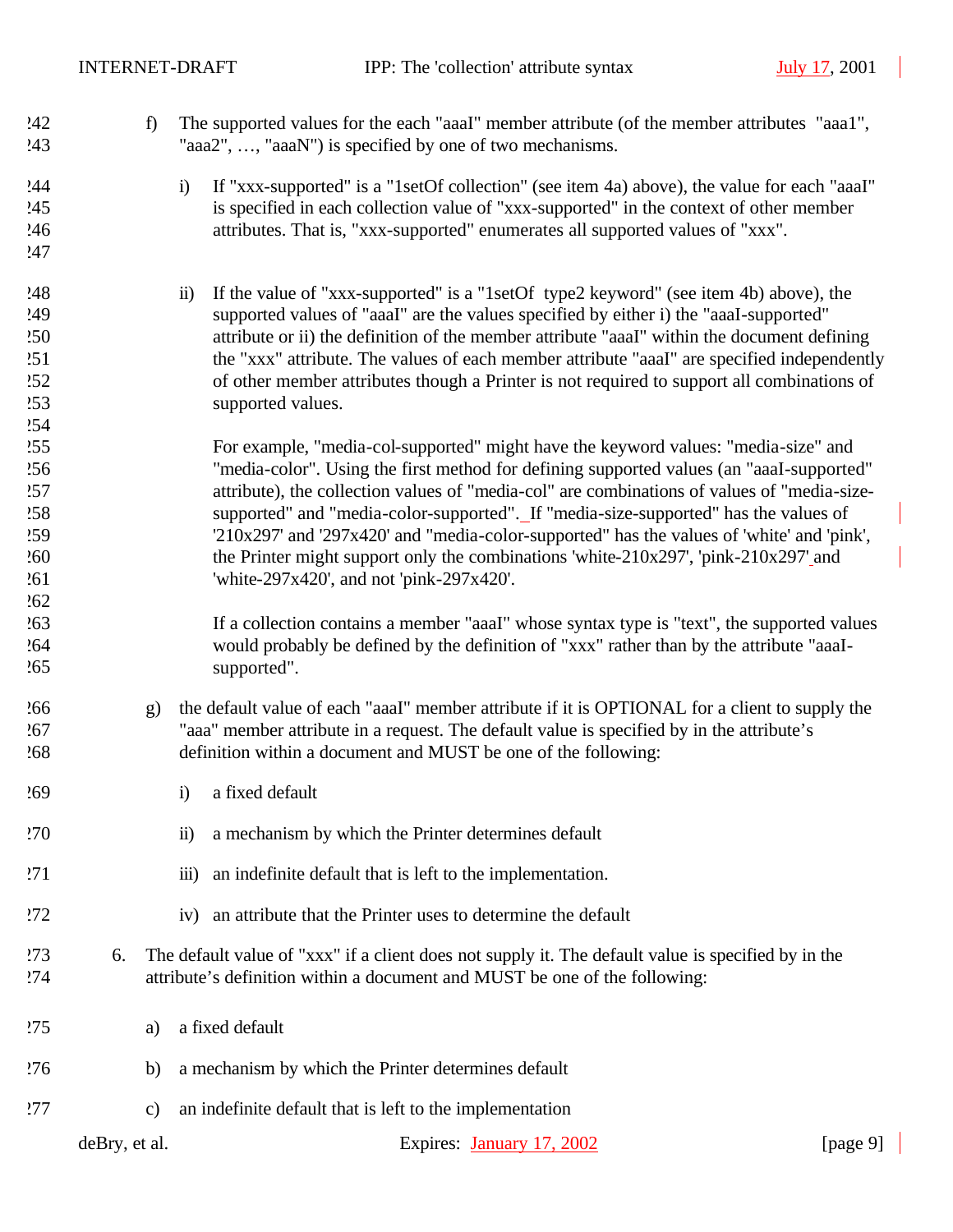f) The supported values for the each "aaaI" member attribute (of the member attributes "aaa1", "aaa2", …, "aaaN") is specified by one of two mechanisms.

   i) If "xxx-supported" is a "1setOf collection" (see item 4a) above), the value for each "aaaI" is specified in each collection value of "xxx-supported" in the context of other member attributes. That is, "xxx-supported" enumerates all supported values of "xxx".

   ii) If the value of "xxx-supported" is a "1setOf type2 keyword" (see item 4b) above), the supported values of "aaaI" are the values specified by either i) the "aaaI-supported" attribute or ii) the definition of the member attribute "aaaI" within the document defining the "xxx" attribute. The values of each member attribute "aaaI" are specified independently of other member attributes though a Printer is not required to support all combinations of supported values.

   For example, "media-col-supported" might have the keyword values: "media-size" and "media-color". Using the first method for defining supported values (an "aaaI-supported" attribute), the collection values of "media-col" are combinations of values of "media-size-supported" and "media-color-supported". If "media-size-supported" has the values of '210x297' and '297x420' and "media-color-supported" has the values of 'white' and 'pink', the Printer might support only the combinations 'white-210x297', 'pink-210x297' and 'white-297x420', and not 'pink-297x420'.

   If a collection contains a member "aaaI" whose syntax type is "text", the supported values would probably be defined by the definition of "xxx" rather than by the attribute "aaaI-supported".

g) the default value of each "aaaI" member attribute if it is OPTIONAL for a client to supply the "aaa" member attribute in a request. The default value is specified by in the attribute's definition within a document and MUST be one of the following:

   i) a fixed default

   ii) a mechanism by which the Printer determines default

   iii) an indefinite default that is left to the implementation.

   iv) an attribute that the Printer uses to determine the default

6. The default value of "xxx" if a client does not supply it. The default value is specified by in the attribute's definition within a document and MUST be one of the following:

   a) a fixed default

   b) a mechanism by which the Printer determines default

   c) an indefinite default that is left to the implementation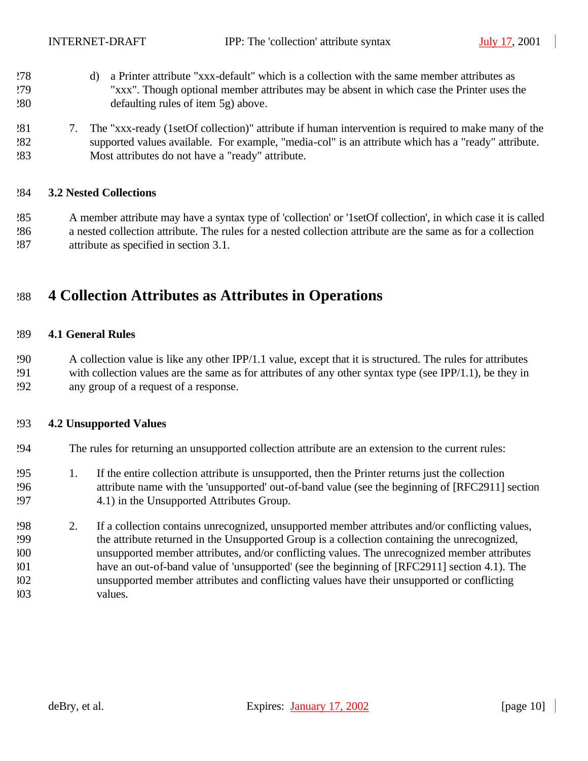d) a Printer attribute "xxx-default" which is a collection with the same member attributes as "xxx". Though optional member attributes may be absent in which case the Printer uses the defaulting rules of item 5g) above.

7. The "xxx-ready (1setOf collection)" attribute if human intervention is required to make many of the supported values available. For example, "media-col" is an attribute which has a "ready" attribute. Most attributes do not have a "ready" attribute.

### 3.2 Nested Collections

A member attribute may have a syntax type of 'collection' or '1setOf collection', in which case it is called a nested collection attribute. The rules for a nested collection attribute are the same as for a collection attribute as specified in section 3.1.

# 4 Collection Attributes as Attributes in Operations

### 4.1 General Rules

A collection value is like any other IPP/1.1 value, except that it is structured. The rules for attributes with collection values are the same as for attributes of any other syntax type (see IPP/1.1), be they in any group of a request of a response.

### 4.2 Unsupported Values

The rules for returning an unsupported collection attribute are an extension to the current rules:

1. If the entire collection attribute is unsupported, then the Printer returns just the collection attribute name with the 'unsupported' out-of-band value (see the beginning of [RFC2911] section 4.1) in the Unsupported Attributes Group.

2. If a collection contains unrecognized, unsupported member attributes and/or conflicting values, the attribute returned in the Unsupported Group is a collection containing the unrecognized, unsupported member attributes, and/or conflicting values. The unrecognized member attributes have an out-of-band value of 'unsupported' (see the beginning of [RFC2911] section 4.1). The unsupported member attributes and conflicting values have their unsupported or conflicting values.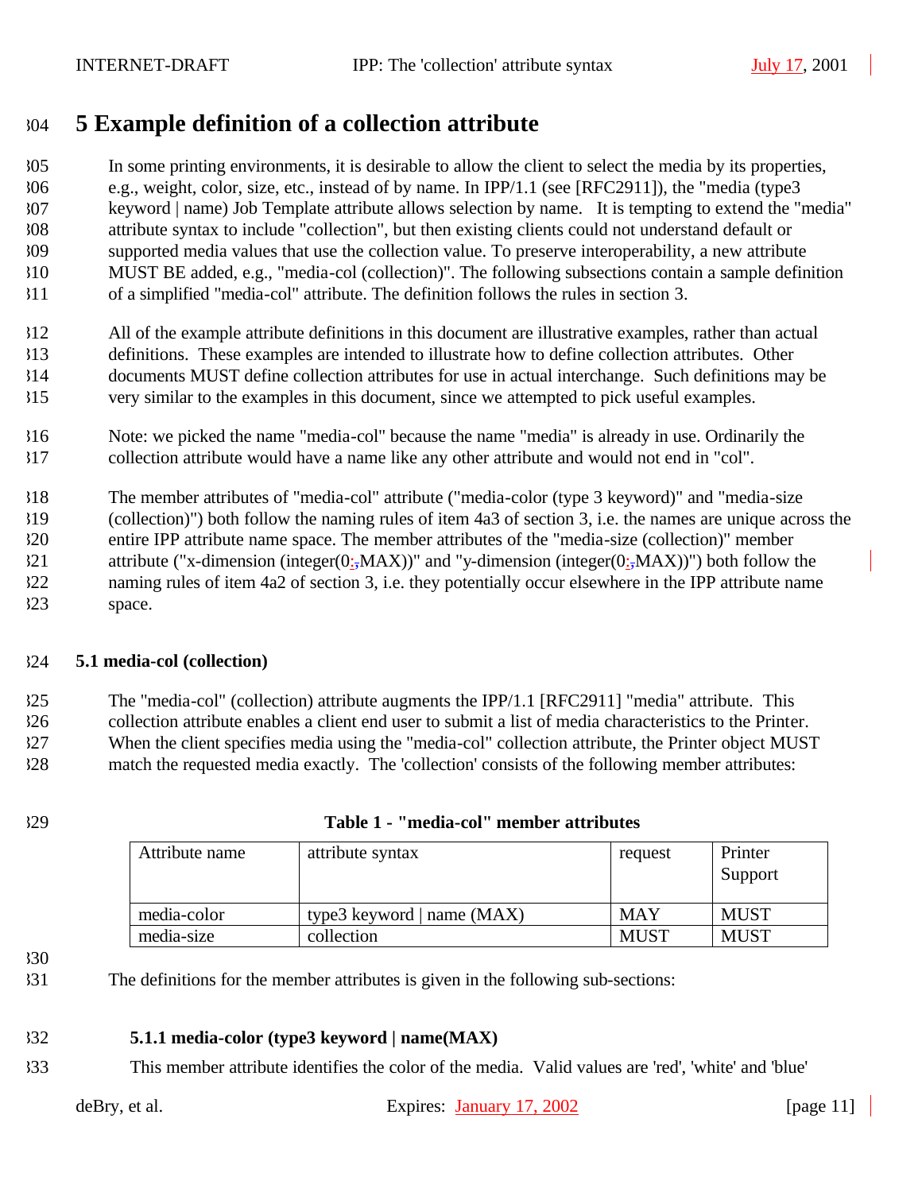# 5 Example definition of a collection attribute

In some printing environments, it is desirable to allow the client to select the media by its properties, e.g., weight, color, size, etc., instead of by name. In IPP/1.1 (see [RFC2911]), the "media (type3 keyword | name) Job Template attribute allows selection by name. It is tempting to extend the "media" attribute syntax to include "collection", but then existing clients could not understand default or supported media values that use the collection value. To preserve interoperability, a new attribute MUST BE added, e.g., "media-col (collection)". The following subsections contain a sample definition of a simplified "media-col" attribute. The definition follows the rules in section 3.

All of the example attribute definitions in this document are illustrative examples, rather than actual definitions. These examples are intended to illustrate how to define collection attributes. Other documents MUST define collection attributes for use in actual interchange. Such definitions may be very similar to the examples in this document, since we attempted to pick useful examples.

Note: we picked the name "media-col" because the name "media" is already in use. Ordinarily the collection attribute would have a name like any other attribute and would not end in "col".

The member attributes of "media-col" attribute ("media-color (type 3 keyword)" and "media-size (collection)") both follow the naming rules of item 4a3 of section 3, i.e. the names are unique across the entire IPP attribute name space. The member attributes of the "media-size (collection)" member attribute ("x-dimension (integer(0:MAX))" and "y-dimension (integer(0:MAX))") both follow the naming rules of item 4a2 of section 3, i.e. they potentially occur elsewhere in the IPP attribute name space.

### 5.1 media-col (collection)

The "media-col" (collection) attribute augments the IPP/1.1 [RFC2911] "media" attribute. This collection attribute enables a client end user to submit a list of media characteristics to the Printer. When the client specifies media using the "media-col" collection attribute, the Printer object MUST match the requested media exactly. The 'collection' consists of the following member attributes:

**Table 1 - "media-col" member attributes**

| Attribute name | attribute syntax | request | Printer Support |
|---|---|---|---|
| media-color | type3 keyword \| name (MAX) | MAY | MUST |
| media-size | collection | MUST | MUST |

The definitions for the member attributes is given in the following sub-sections:

#### 5.1.1 media-color (type3 keyword | name(MAX))

This member attribute identifies the color of the media. Valid values are 'red', 'white' and 'blue'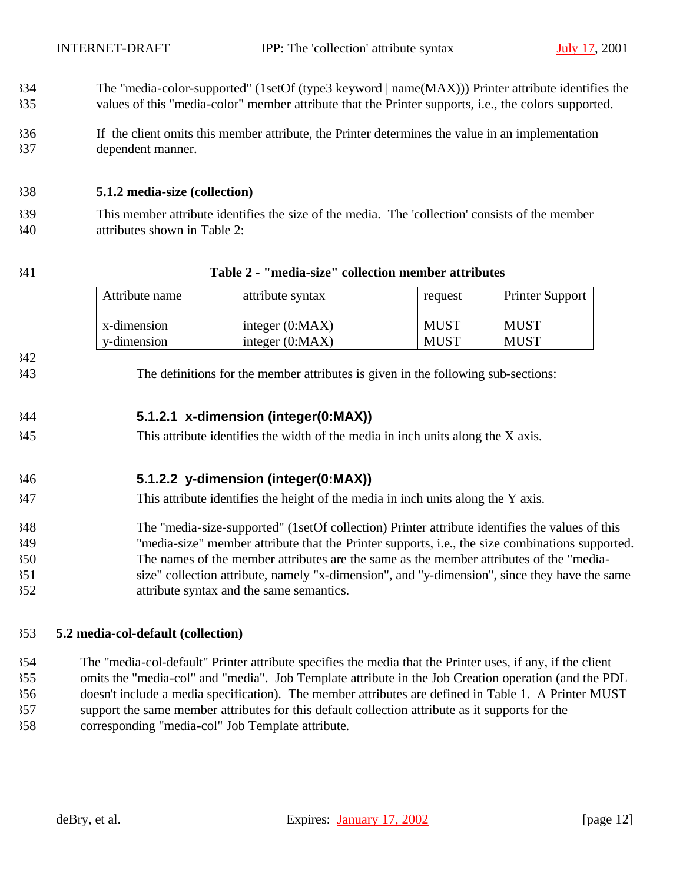The "media-color-supported" (1setOf (type3 keyword | name(MAX))) Printer attribute identifies the values of this "media-color" member attribute that the Printer supports, i.e., the colors supported.

If the client omits this member attribute, the Printer determines the value in an implementation dependent manner.

### 5.1.2 media-size (collection)

This member attribute identifies the size of the media. The 'collection' consists of the member attributes shown in Table 2:

**Table 2 - "media-size" collection member attributes**

| Attribute name | attribute syntax | request | Printer Support |
|---|---|---|---|
| x-dimension | integer (0:MAX) | MUST | MUST |
| y-dimension | integer (0:MAX) | MUST | MUST |

The definitions for the member attributes is given in the following sub-sections:

#### 5.1.2.1 x-dimension (integer(0:MAX))

This attribute identifies the width of the media in inch units along the X axis.

#### 5.1.2.2 y-dimension (integer(0:MAX))

This attribute identifies the height of the media in inch units along the Y axis.

The "media-size-supported" (1setOf collection) Printer attribute identifies the values of this "media-size" member attribute that the Printer supports, i.e., the size combinations supported. The names of the member attributes are the same as the member attributes of the "media-size" collection attribute, namely "x-dimension", and "y-dimension", since they have the same attribute syntax and the same semantics.

## 5.2 media-col-default (collection)

The "media-col-default" Printer attribute specifies the media that the Printer uses, if any, if the client omits the "media-col" and "media". Job Template attribute in the Job Creation operation (and the PDL doesn't include a media specification). The member attributes are defined in Table 1. A Printer MUST support the same member attributes for this default collection attribute as it supports for the corresponding "media-col" Job Template attribute.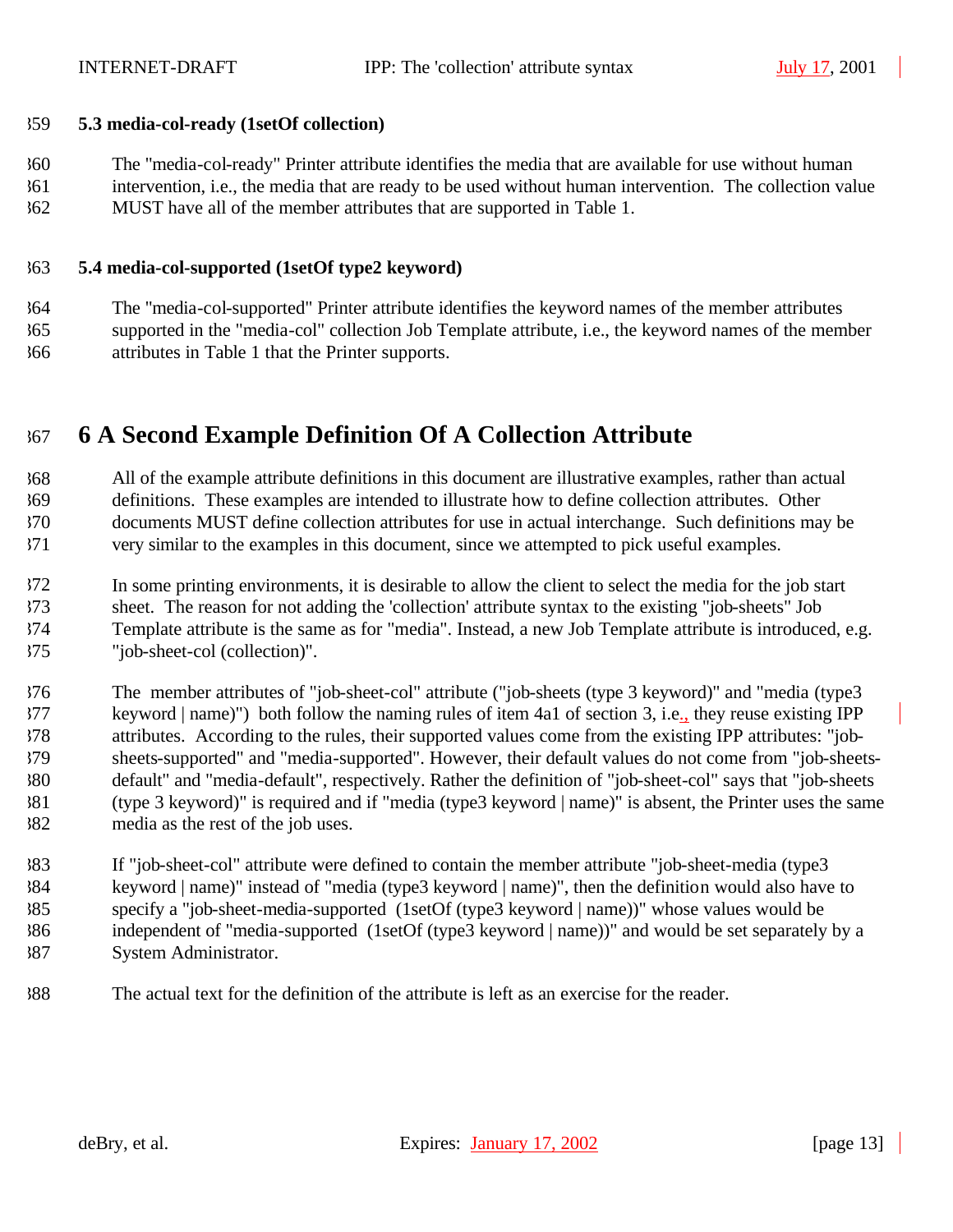### 5.3 media-col-ready (1setOf collection)

The "media-col-ready" Printer attribute identifies the media that are available for use without human intervention, i.e., the media that are ready to be used without human intervention. The collection value MUST have all of the member attributes that are supported in Table 1.

### 5.4 media-col-supported (1setOf type2 keyword)

The "media-col-supported" Printer attribute identifies the keyword names of the member attributes supported in the "media-col" collection Job Template attribute, i.e., the keyword names of the member attributes in Table 1 that the Printer supports.

# 6 A Second Example Definition Of A Collection Attribute

All of the example attribute definitions in this document are illustrative examples, rather than actual definitions. These examples are intended to illustrate how to define collection attributes. Other documents MUST define collection attributes for use in actual interchange. Such definitions may be very similar to the examples in this document, since we attempted to pick useful examples.

In some printing environments, it is desirable to allow the client to select the media for the job start sheet. The reason for not adding the 'collection' attribute syntax to the existing "job-sheets" Job Template attribute is the same as for "media". Instead, a new Job Template attribute is introduced, e.g. "job-sheet-col (collection)".

The member attributes of "job-sheet-col" attribute ("job-sheets (type 3 keyword)" and "media (type3 keyword | name)") both follow the naming rules of item 4a1 of section 3, i.e., they reuse existing IPP attributes. According to the rules, their supported values come from the existing IPP attributes: "job-sheets-supported" and "media-supported". However, their default values do not come from "job-sheets-default" and "media-default", respectively. Rather the definition of "job-sheet-col" says that "job-sheets (type 3 keyword)" is required and if "media (type3 keyword | name)" is absent, the Printer uses the same media as the rest of the job uses.

If "job-sheet-col" attribute were defined to contain the member attribute "job-sheet-media (type3 keyword | name)" instead of "media (type3 keyword | name)", then the definition would also have to specify a "job-sheet-media-supported (1setOf (type3 keyword | name))" whose values would be independent of "media-supported (1setOf (type3 keyword | name))" and would be set separately by a System Administrator.

The actual text for the definition of the attribute is left as an exercise for the reader.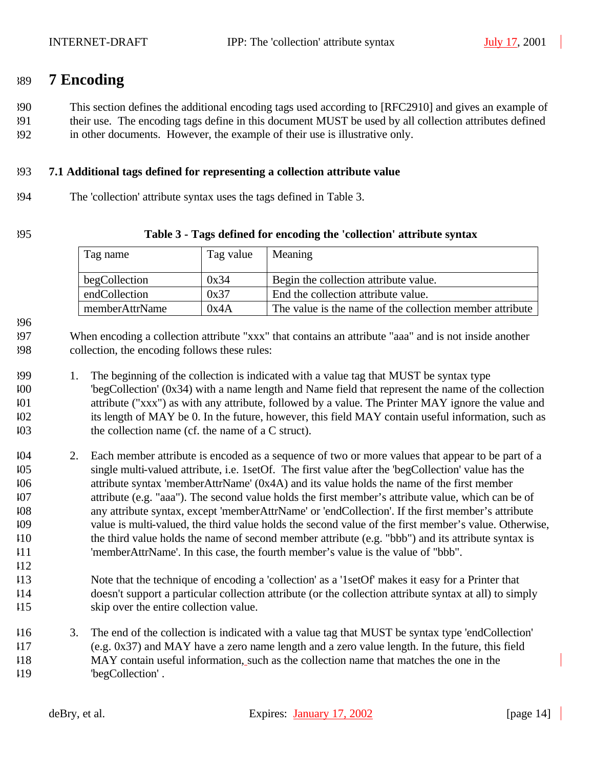# 7 Encoding

This section defines the additional encoding tags used according to [RFC2910] and gives an example of their use. The encoding tags define in this document MUST be used by all collection attributes defined in other documents. However, the example of their use is illustrative only.

### 7.1 Additional tags defined for representing a collection attribute value

The 'collection' attribute syntax uses the tags defined in Table 3.

**Table 3 - Tags defined for encoding the 'collection' attribute syntax**

| Tag name | Tag value | Meaning |
|---|---|---|
| begCollection | 0x34 | Begin the collection attribute value. |
| endCollection | 0x37 | End the collection attribute value. |
| memberAttrName | 0x4A | The value is the name of the collection member attribute |

When encoding a collection attribute "xxx" that contains an attribute "aaa" and is not inside another collection, the encoding follows these rules:

1. The beginning of the collection is indicated with a value tag that MUST be syntax type 'begCollection' (0x34) with a name length and Name field that represent the name of the collection attribute ("xxx") as with any attribute, followed by a value. The Printer MAY ignore the value and its length of MAY be 0. In the future, however, this field MAY contain useful information, such as the collection name (cf. the name of a C struct).

2. Each member attribute is encoded as a sequence of two or more values that appear to be part of a single multi-valued attribute, i.e. 1setOf. The first value after the 'begCollection' value has the attribute syntax 'memberAttrName' (0x4A) and its value holds the name of the first member attribute (e.g. "aaa"). The second value holds the first member's attribute value, which can be of any attribute syntax, except 'memberAttrName' or 'endCollection'. If the first member's attribute value is multi-valued, the third value holds the second value of the first member's value. Otherwise, the third value holds the name of second member attribute (e.g. "bbb") and its attribute syntax is 'memberAttrName'. In this case, the fourth member's value is the value of "bbb".

   Note that the technique of encoding a 'collection' as a '1setOf' makes it easy for a Printer that doesn't support a particular collection attribute (or the collection attribute syntax at all) to simply skip over the entire collection value.

3. The end of the collection is indicated with a value tag that MUST be syntax type 'endCollection' (e.g. 0x37) and MAY have a zero name length and a zero value length. In the future, this field MAY contain useful information, such as the collection name that matches the one in the 'begCollection' .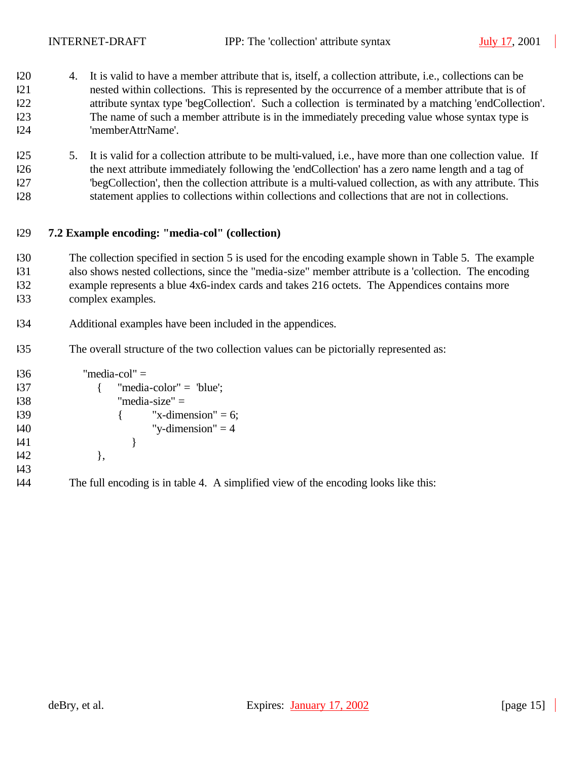4. It is valid to have a member attribute that is, itself, a collection attribute, i.e., collections can be nested within collections. This is represented by the occurrence of a member attribute that is of attribute syntax type 'begCollection'. Such a collection is terminated by a matching 'endCollection'. The name of such a member attribute is in the immediately preceding value whose syntax type is 'memberAttrName'.

5. It is valid for a collection attribute to be multi-valued, i.e., have more than one collection value. If the next attribute immediately following the 'endCollection' has a zero name length and a tag of 'begCollection', then the collection attribute is a multi-valued collection, as with any attribute. This statement applies to collections within collections and collections that are not in collections.

### 7.2 Example encoding: "media-col" (collection)

The collection specified in section 5 is used for the encoding example shown in Table 5. The example also shows nested collections, since the "media-size" member attribute is a 'collection. The encoding example represents a blue 4x6-index cards and takes 216 octets. The Appendices contains more complex examples.

Additional examples have been included in the appendices.

The overall structure of the two collection values can be pictorially represented as:

```
"media-col" =
    {   "media-color" =  'blue';
        "media-size" =
        {       "x-dimension" = 6;
                "y-dimension" = 4
            }
    },
```

The full encoding is in table 4. A simplified view of the encoding looks like this: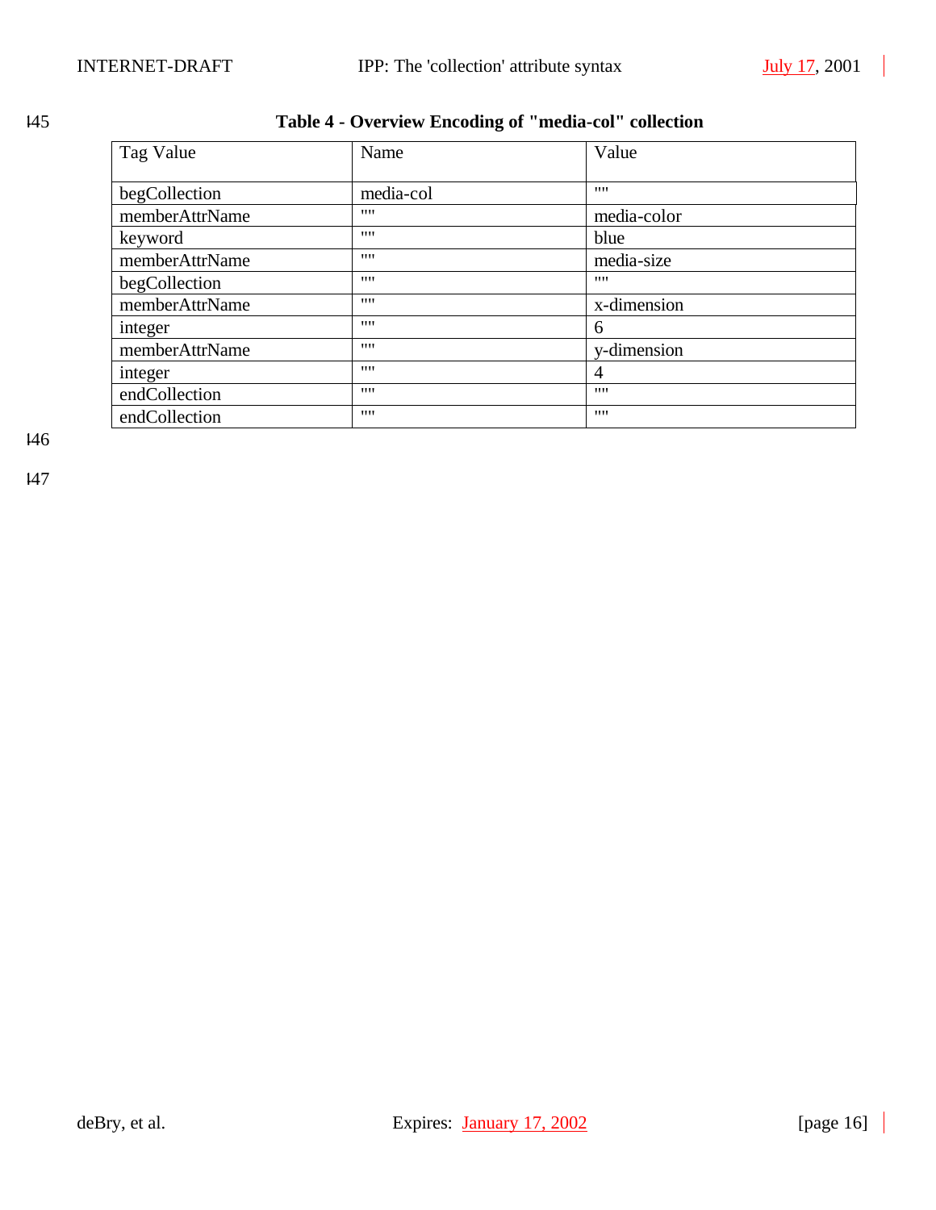**Table 4 - Overview Encoding of "media-col" collection**

| Tag Value | Name | Value |
|---|---|---|
| begCollection | media-col | "" |
| memberAttrName | "" | media-color |
| keyword | "" | blue |
| memberAttrName | "" | media-size |
| begCollection | "" | "" |
| memberAttrName | "" | x-dimension |
| integer | "" | 6 |
| memberAttrName | "" | y-dimension |
| integer | "" | 4 |
| endCollection | "" | "" |
| endCollection | "" | "" |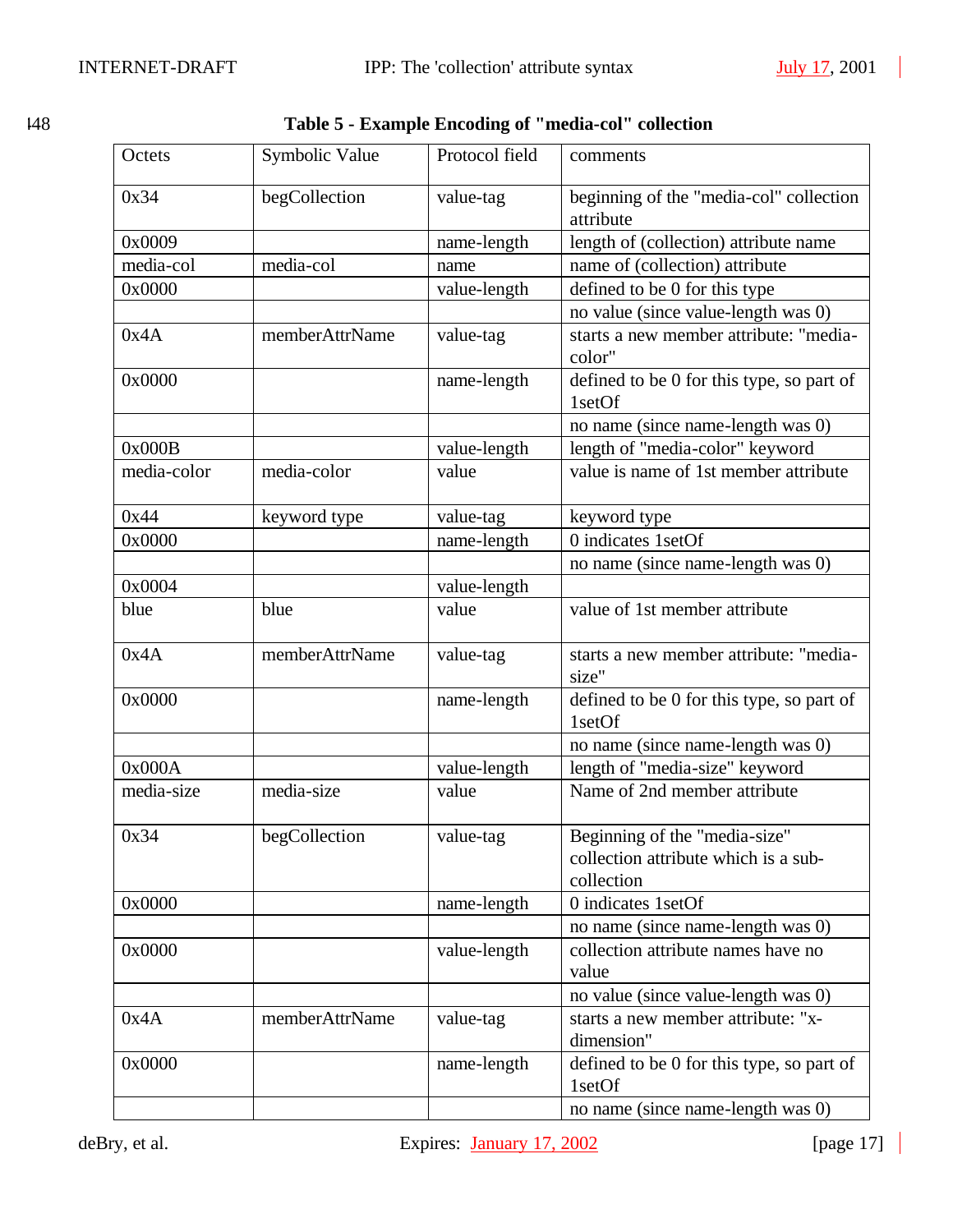**Table 5 - Example Encoding of "media-col" collection**

| Octets | Symbolic Value | Protocol field | comments |
|---|---|---|---|
| 0x34 | begCollection | value-tag | beginning of the "media-col" collection attribute |
| 0x0009 | | name-length | length of (collection) attribute name |
| media-col | media-col | name | name of (collection) attribute |
| 0x0000 | | value-length | defined to be 0 for this type |
| | | | no value (since value-length was 0) |
| 0x4A | memberAttrName | value-tag | starts a new member attribute: "media-color" |
| 0x0000 | | name-length | defined to be 0 for this type, so part of 1setOf |
| | | | no name (since name-length was 0) |
| 0x000B | | value-length | length of "media-color" keyword |
| media-color | media-color | value | value is name of 1st member attribute |
| 0x44 | keyword type | value-tag | keyword type |
| 0x0000 | | name-length | 0 indicates 1setOf |
| | | | no name (since name-length was 0) |
| 0x0004 | | value-length | |
| blue | blue | value | value of 1st member attribute |
| 0x4A | memberAttrName | value-tag | starts a new member attribute: "media-size" |
| 0x0000 | | name-length | defined to be 0 for this type, so part of 1setOf |
| | | | no name (since name-length was 0) |
| 0x000A | | value-length | length of "media-size" keyword |
| media-size | media-size | value | Name of 2nd member attribute |
| 0x34 | begCollection | value-tag | Beginning of the "media-size" collection attribute which is a sub-collection |
| 0x0000 | | name-length | 0 indicates 1setOf |
| | | | no name (since name-length was 0) |
| 0x0000 | | value-length | collection attribute names have no value |
| | | | no value (since value-length was 0) |
| 0x4A | memberAttrName | value-tag | starts a new member attribute: "x-dimension" |
| 0x0000 | | name-length | defined to be 0 for this type, so part of 1setOf |
| | | | no name (since name-length was 0) |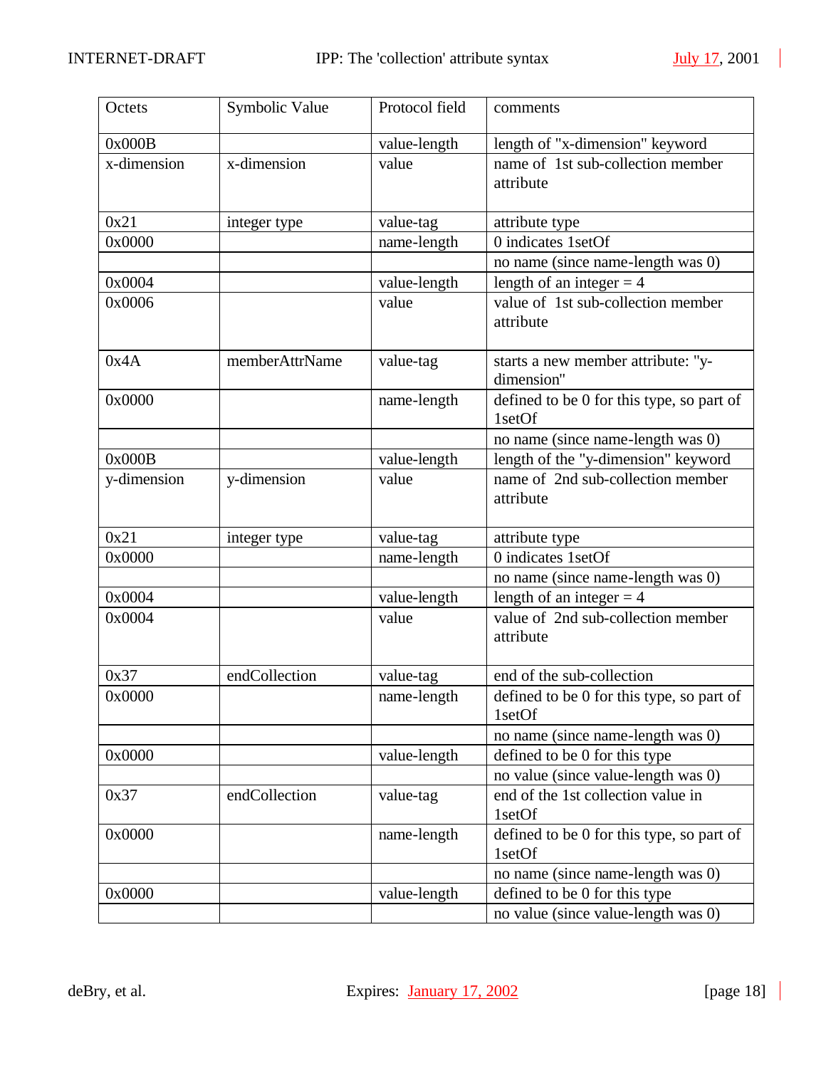| Octets | Symbolic Value | Protocol field | comments |
|---|---|---|---|
| 0x000B | | value-length | length of "x-dimension" keyword |
| x-dimension | x-dimension | value | name of 1st sub-collection member attribute |
| 0x21 | integer type | value-tag | attribute type |
| 0x0000 | | name-length | 0 indicates 1setOf |
| | | | no name (since name-length was 0) |
| 0x0004 | | value-length | length of an integer = 4 |
| 0x0006 | | value | value of 1st sub-collection member attribute |
| 0x4A | memberAttrName | value-tag | starts a new member attribute: "y-dimension" |
| 0x0000 | | name-length | defined to be 0 for this type, so part of 1setOf |
| | | | no name (since name-length was 0) |
| 0x000B | | value-length | length of the "y-dimension" keyword |
| y-dimension | y-dimension | value | name of 2nd sub-collection member attribute |
| 0x21 | integer type | value-tag | attribute type |
| 0x0000 | | name-length | 0 indicates 1setOf |
| | | | no name (since name-length was 0) |
| 0x0004 | | value-length | length of an integer = 4 |
| 0x0004 | | value | value of 2nd sub-collection member attribute |
| 0x37 | endCollection | value-tag | end of the sub-collection |
| 0x0000 | | name-length | defined to be 0 for this type, so part of 1setOf |
| | | | no name (since name-length was 0) |
| 0x0000 | | value-length | defined to be 0 for this type |
| | | | no value (since value-length was 0) |
| 0x37 | endCollection | value-tag | end of the 1st collection value in 1setOf |
| 0x0000 | | name-length | defined to be 0 for this type, so part of 1setOf |
| | | | no name (since name-length was 0) |
| 0x0000 | | value-length | defined to be 0 for this type |
| | | | no value (since value-length was 0) |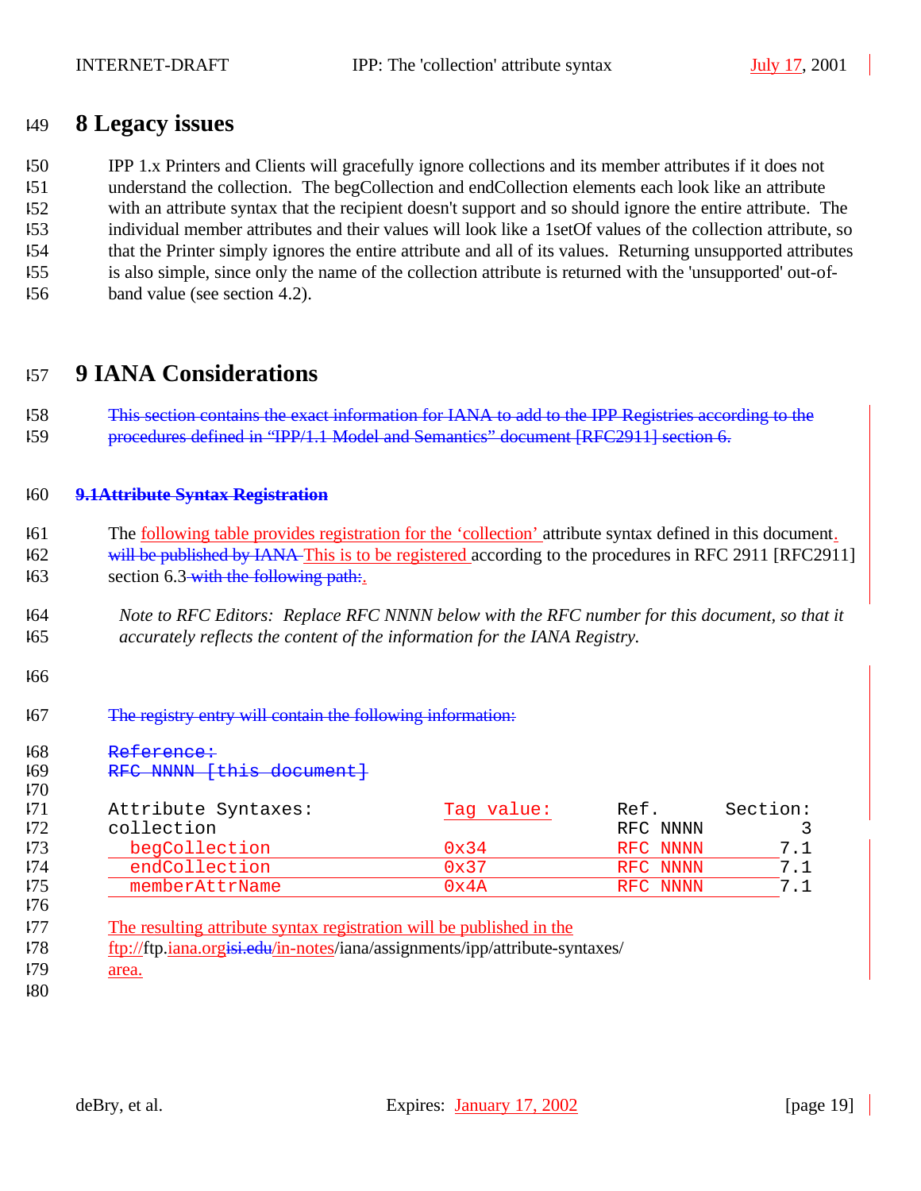# 8 Legacy issues

IPP 1.x Printers and Clients will gracefully ignore collections and its member attributes if it does not understand the collection. The begCollection and endCollection elements each look like an attribute with an attribute syntax that the recipient doesn't support and so should ignore the entire attribute. The individual member attributes and their values will look like a 1setOf values of the collection attribute, so that the Printer simply ignores the entire attribute and all of its values. Returning unsupported attributes is also simple, since only the name of the collection attribute is returned with the 'unsupported' out-of-band value (see section 4.2).

# 9 IANA Considerations

~~This section contains the exact information for IANA to add to the IPP Registries according to the procedures defined in "IPP/1.1 Model and Semantics" document [RFC2911] section 6.~~

## ~~9.1Attribute Syntax Registration~~

The following table provides registration for the 'collection' attribute syntax defined in this document. ~~will be published by IANA~~ This is to be registered according to the procedures in RFC 2911 [RFC2911] section 6.3 ~~with the following path:~~.

*Note to RFC Editors: Replace RFC NNNN below with the RFC number for this document, so that it accurately reflects the content of the information for the IANA Registry.*

~~The registry entry will contain the following information:~~

```
Reference:
RFC NNNN [this document]

Attribute Syntaxes:               Tag value:      Ref.       Section:
collection                                        RFC NNNN          3
  begCollection                   0x34            RFC NNNN        7.1
  endCollection                   0x37            RFC NNNN        7.1
  memberAttrName                  0x4A            RFC NNNN        7.1
```

The resulting attribute syntax registration will be published in the ftp://ftp.iana.org~~isi.edu~~/in-notes/iana/assignments/ipp/attribute-syntaxes/ area.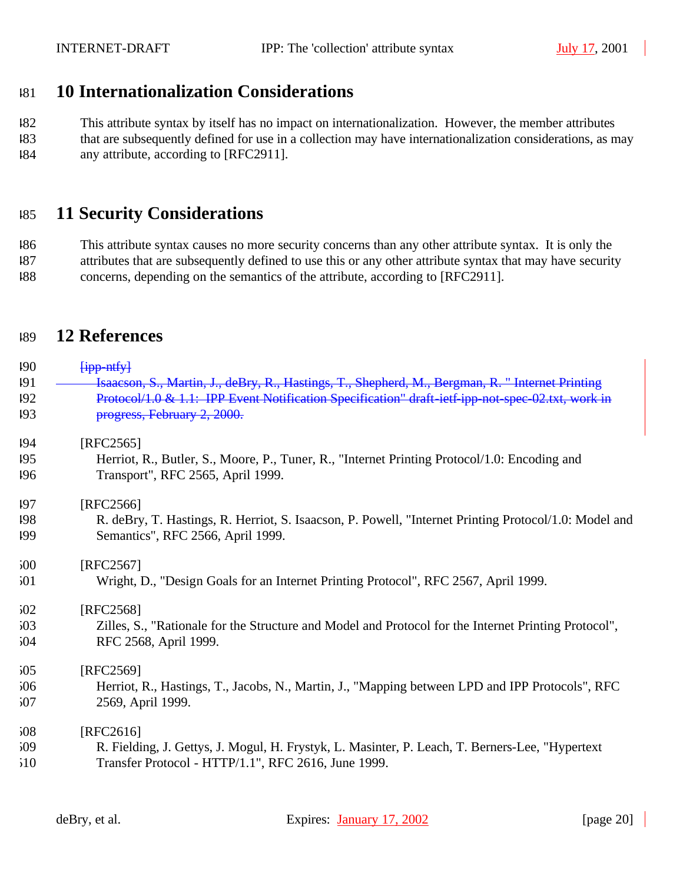# 10 Internationalization Considerations

This attribute syntax by itself has no impact on internationalization. However, the member attributes that are subsequently defined for use in a collection may have internationalization considerations, as may any attribute, according to [RFC2911].

# 11 Security Considerations

This attribute syntax causes no more security concerns than any other attribute syntax. It is only the attributes that are subsequently defined to use this or any other attribute syntax that may have security concerns, depending on the semantics of the attribute, according to [RFC2911].

# 12 References

~~[ipp-ntfy]~~
~~Isaacson, S., Martin, J., deBry, R., Hastings, T., Shepherd, M., Bergman, R. " Internet Printing Protocol/1.0 & 1.1: IPP Event Notification Specification" draft-ietf-ipp-not-spec-02.txt, work in progress, February 2, 2000.~~

[RFC2565]
Herriot, R., Butler, S., Moore, P., Tuner, R., "Internet Printing Protocol/1.0: Encoding and Transport", RFC 2565, April 1999.

[RFC2566]
R. deBry, T. Hastings, R. Herriot, S. Isaacson, P. Powell, "Internet Printing Protocol/1.0: Model and Semantics", RFC 2566, April 1999.

[RFC2567]
Wright, D., "Design Goals for an Internet Printing Protocol", RFC 2567, April 1999.

[RFC2568]
Zilles, S., "Rationale for the Structure and Model and Protocol for the Internet Printing Protocol", RFC 2568, April 1999.

[RFC2569]
Herriot, R., Hastings, T., Jacobs, N., Martin, J., "Mapping between LPD and IPP Protocols", RFC 2569, April 1999.

[RFC2616]
R. Fielding, J. Gettys, J. Mogul, H. Frystyk, L. Masinter, P. Leach, T. Berners-Lee, "Hypertext Transfer Protocol - HTTP/1.1", RFC 2616, June 1999.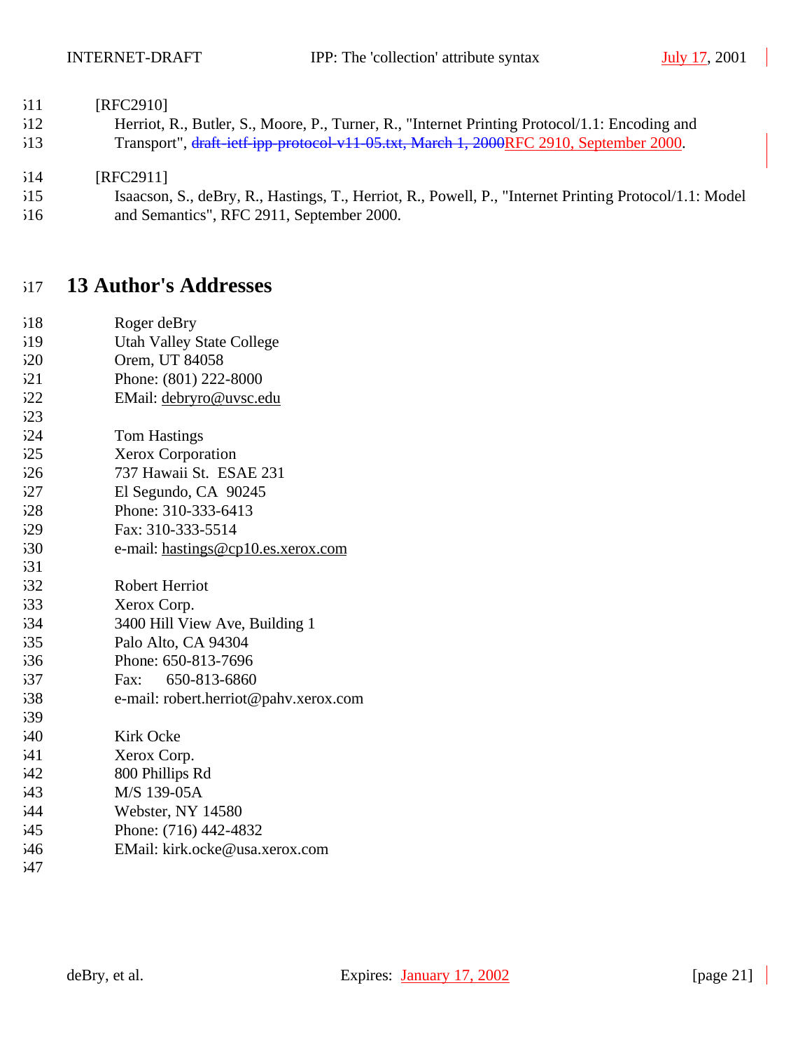[RFC2910]

Herriot, R., Butler, S., Moore, P., Turner, R., "Internet Printing Protocol/1.1: Encoding and Transport", ~~draft-ietf-ipp-protocol-v11-05.txt, March 1, 2000~~RFC 2910, September 2000.

[RFC2911]

Isaacson, S., deBry, R., Hastings, T., Herriot, R., Powell, P., "Internet Printing Protocol/1.1: Model and Semantics", RFC 2911, September 2000.

# 13 Author's Addresses

Roger deBry
Utah Valley State College
Orem, UT 84058
Phone: (801) 222-8000
EMail: debryro@uvsc.edu

Tom Hastings
Xerox Corporation
737 Hawaii St.  ESAE 231
El Segundo, CA  90245
Phone: 310-333-6413
Fax: 310-333-5514
e-mail: hastings@cp10.es.xerox.com

Robert Herriot
Xerox Corp.
3400 Hill View Ave, Building 1
Palo Alto, CA 94304
Phone: 650-813-7696
Fax:     650-813-6860
e-mail: robert.herriot@pahv.xerox.com

Kirk Ocke
Xerox Corp.
800 Phillips Rd
M/S 139-05A
Webster, NY 14580
Phone: (716) 442-4832
EMail: kirk.ocke@usa.xerox.com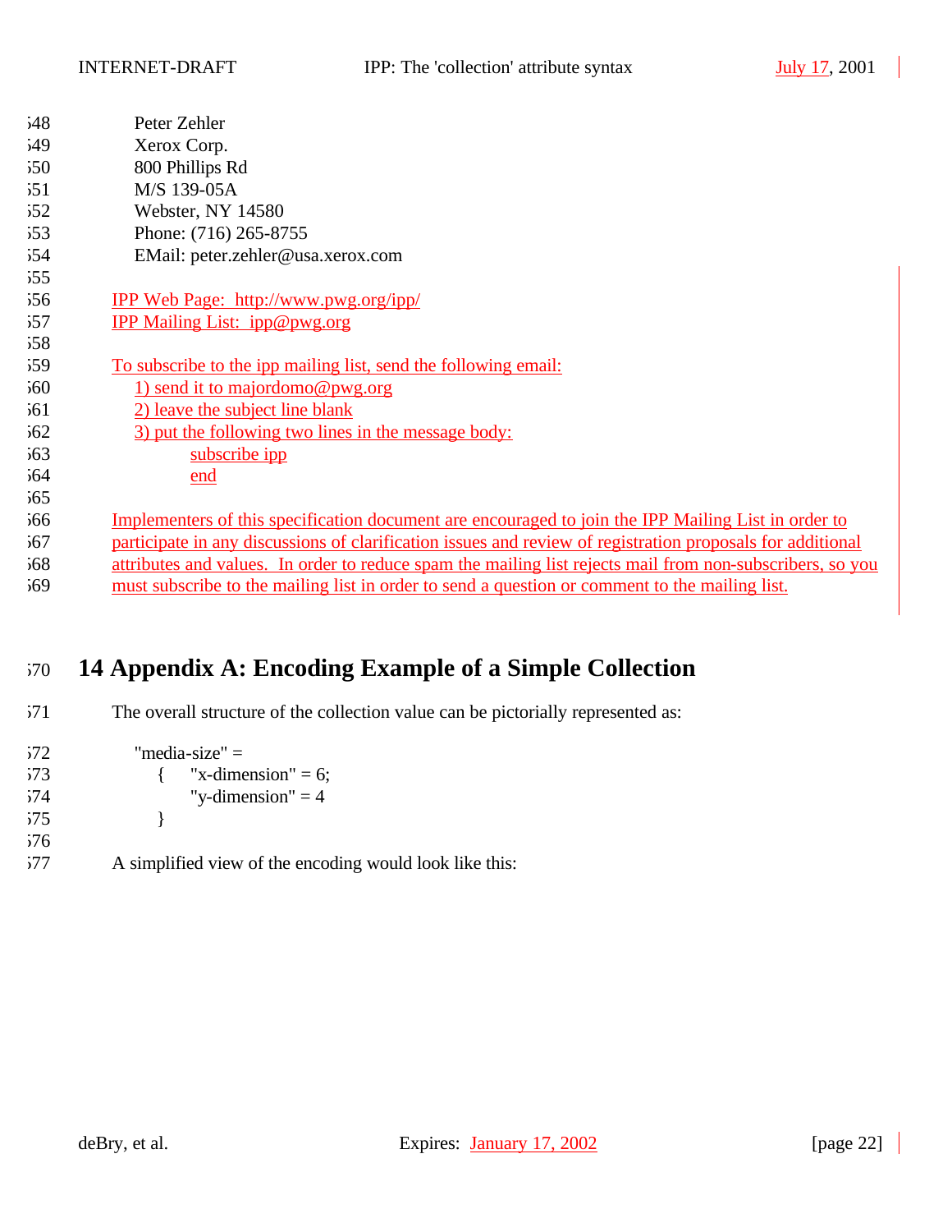Peter Zehler
Xerox Corp.
800 Phillips Rd
M/S 139-05A
Webster, NY 14580
Phone: (716) 265-8755
EMail: peter.zehler@usa.xerox.com

IPP Web Page:  http://www.pwg.org/ipp/
IPP Mailing List:  ipp@pwg.org

To subscribe to the ipp mailing list, send the following email:
1) send it to majordomo@pwg.org
2) leave the subject line blank
3) put the following two lines in the message body:
subscribe ipp
end

Implementers of this specification document are encouraged to join the IPP Mailing List in order to participate in any discussions of clarification issues and review of registration proposals for additional attributes and values.  In order to reduce spam the mailing list rejects mail from non-subscribers, so you must subscribe to the mailing list in order to send a question or comment to the mailing list.

# 14 Appendix A: Encoding Example of a Simple Collection

The overall structure of the collection value can be pictorially represented as:

```
"media-size" =
    {    "x-dimension" = 6;
         "y-dimension" = 4
    }
```

A simplified view of the encoding would look like this: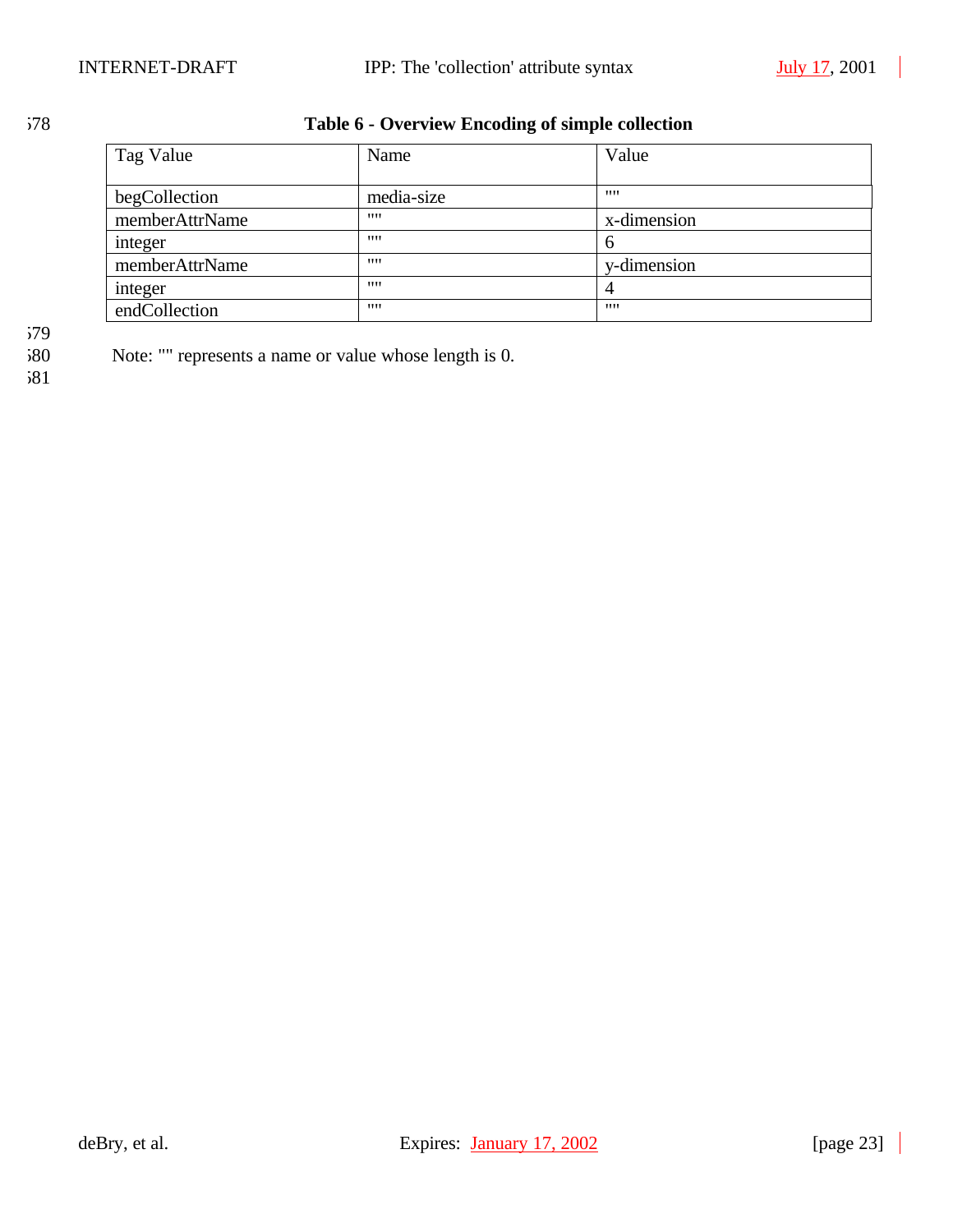**Table 6 - Overview Encoding of simple collection**

| Tag Value | Name | Value |
|---|---|---|
| begCollection | media-size | "" |
| memberAttrName | "" | x-dimension |
| integer | "" | 6 |
| memberAttrName | "" | y-dimension |
| integer | "" | 4 |
| endCollection | "" | "" |

Note: "" represents a name or value whose length is 0.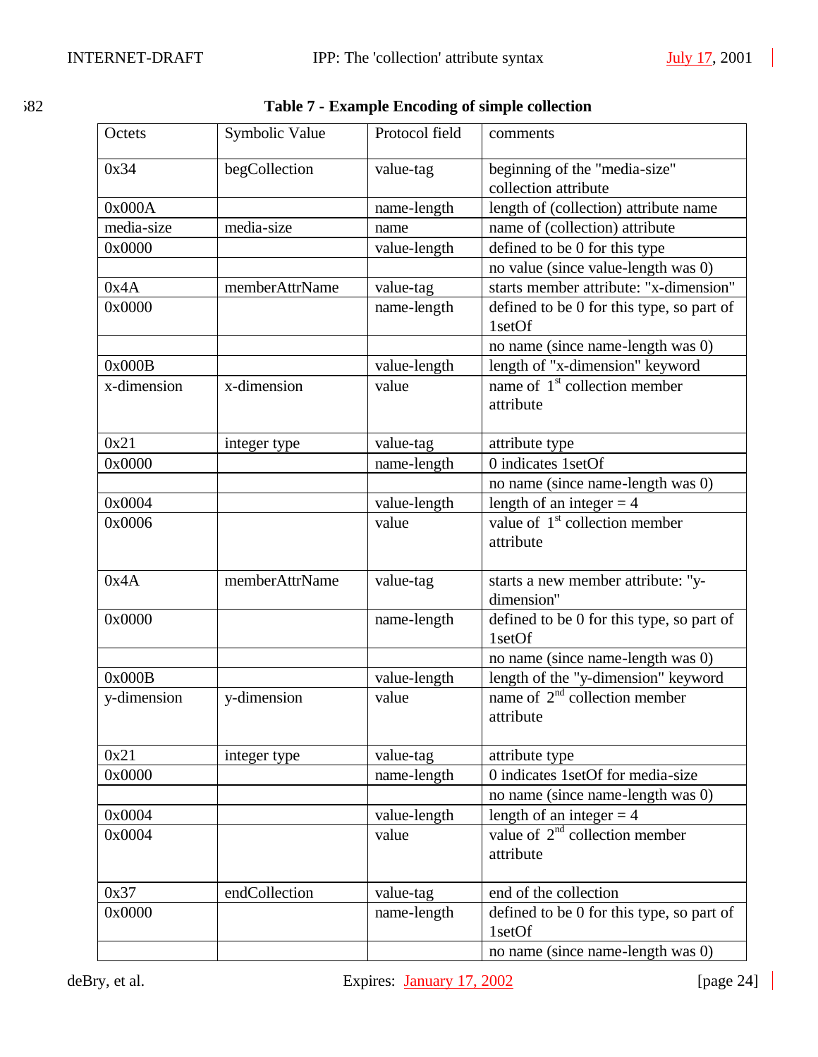**Table 7 - Example Encoding of simple collection**

| Octets | Symbolic Value | Protocol field | comments |
|---|---|---|---|
| 0x34 | begCollection | value-tag | beginning of the "media-size" collection attribute |
| 0x000A | | name-length | length of (collection) attribute name |
| media-size | media-size | name | name of (collection) attribute |
| 0x0000 | | value-length | defined to be 0 for this type |
| | | | no value (since value-length was 0) |
| 0x4A | memberAttrName | value-tag | starts member attribute: "x-dimension" |
| 0x0000 | | name-length | defined to be 0 for this type, so part of 1setOf |
| | | | no name (since name-length was 0) |
| 0x000B | | value-length | length of "x-dimension" keyword |
| x-dimension | x-dimension | value | name of 1st collection member attribute |
| 0x21 | integer type | value-tag | attribute type |
| 0x0000 | | name-length | 0 indicates 1setOf |
| | | | no name (since name-length was 0) |
| 0x0004 | | value-length | length of an integer = 4 |
| 0x0006 | | value | value of 1st collection member attribute |
| 0x4A | memberAttrName | value-tag | starts a new member attribute: "y-dimension" |
| 0x0000 | | name-length | defined to be 0 for this type, so part of 1setOf |
| | | | no name (since name-length was 0) |
| 0x000B | | value-length | length of the "y-dimension" keyword |
| y-dimension | y-dimension | value | name of 2nd collection member attribute |
| 0x21 | integer type | value-tag | attribute type |
| 0x0000 | | name-length | 0 indicates 1setOf for media-size |
| | | | no name (since name-length was 0) |
| 0x0004 | | value-length | length of an integer = 4 |
| 0x0004 | | value | value of 2nd collection member attribute |
| 0x37 | endCollection | value-tag | end of the collection |
| 0x0000 | | name-length | defined to be 0 for this type, so part of 1setOf |
| | | | no name (since name-length was 0) |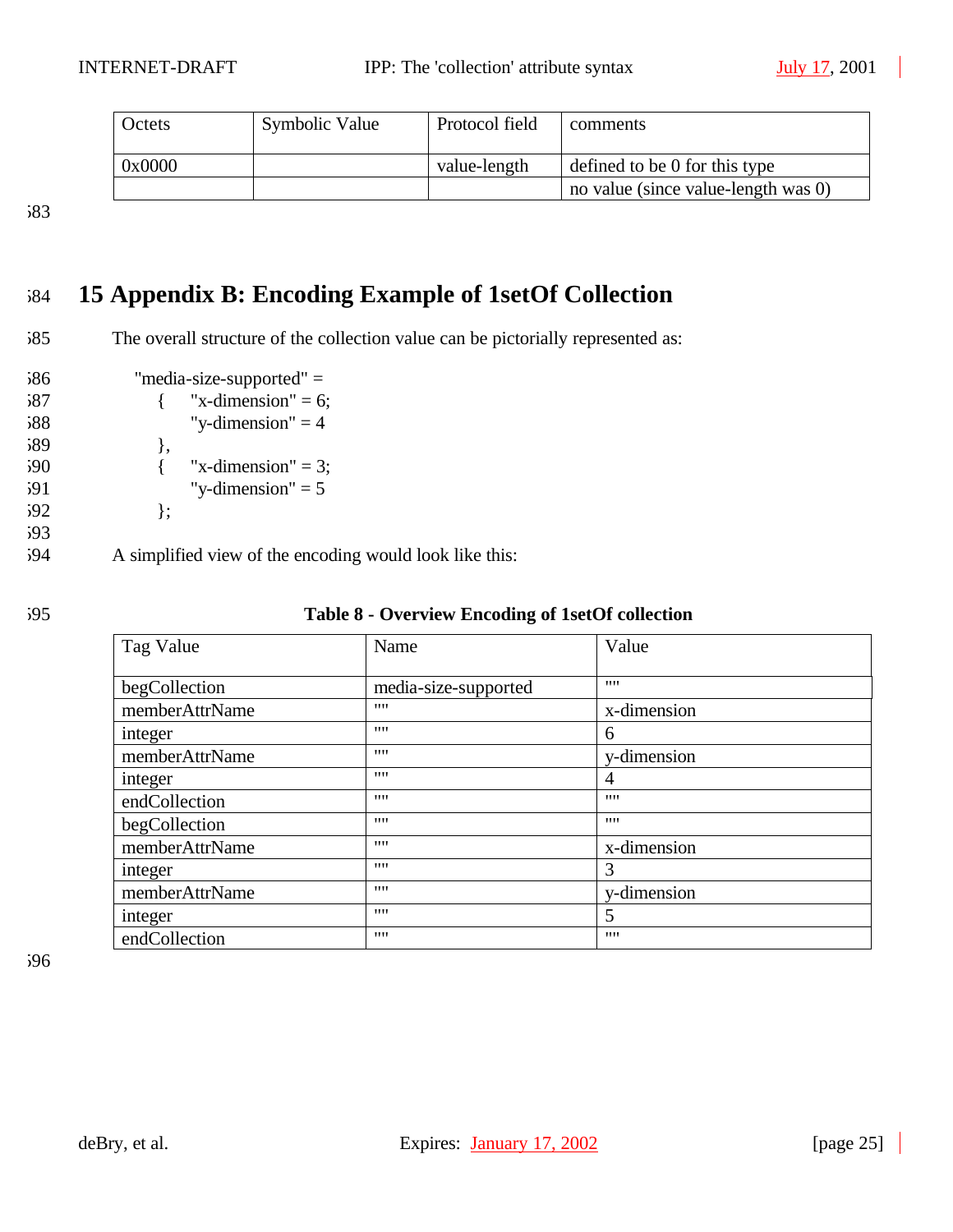| Octets | Symbolic Value | Protocol field | comments |
|---|---|---|---|
| 0x0000 | | value-length | defined to be 0 for this type |
| | | | no value (since value-length was 0) |

# 15 Appendix B: Encoding Example of 1setOf Collection

The overall structure of the collection value can be pictorially represented as:

```
"media-size-supported" =
    {    "x-dimension" = 6;
         "y-dimension" = 4
    },
    {    "x-dimension" = 3;
         "y-dimension" = 5
    };
```

A simplified view of the encoding would look like this:

**Table 8 - Overview Encoding of 1setOf collection**

| Tag Value | Name | Value |
|---|---|---|
| begCollection | media-size-supported | "" |
| memberAttrName | "" | x-dimension |
| integer | "" | 6 |
| memberAttrName | "" | y-dimension |
| integer | "" | 4 |
| endCollection | "" | "" |
| begCollection | "" | "" |
| memberAttrName | "" | x-dimension |
| integer | "" | 3 |
| memberAttrName | "" | y-dimension |
| integer | "" | 5 |
| endCollection | "" | "" |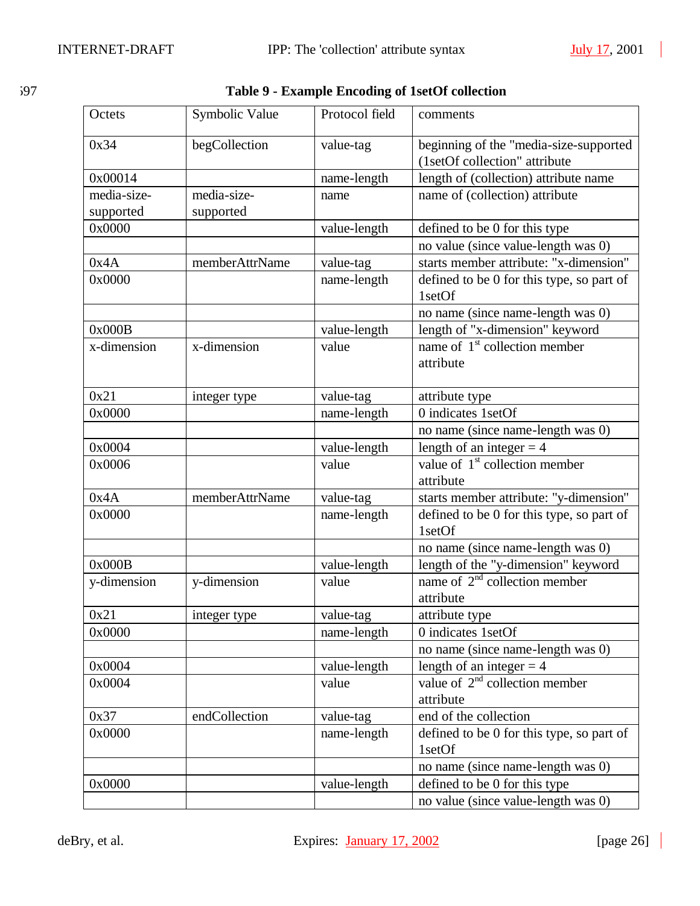**Table 9 - Example Encoding of 1setOf collection**

| Octets | Symbolic Value | Protocol field | comments |
|---|---|---|---|
| 0x34 | begCollection | value-tag | beginning of the "media-size-supported (1setOf collection" attribute |
| 0x00014 | | name-length | length of (collection) attribute name |
| media-size-supported | media-size-supported | name | name of (collection) attribute |
| 0x0000 | | value-length | defined to be 0 for this type |
| | | | no value (since value-length was 0) |
| 0x4A | memberAttrName | value-tag | starts member attribute: "x-dimension" |
| 0x0000 | | name-length | defined to be 0 for this type, so part of 1setOf |
| | | | no name (since name-length was 0) |
| 0x000B | | value-length | length of "x-dimension" keyword |
| x-dimension | x-dimension | value | name of 1st collection member attribute |
| 0x21 | integer type | value-tag | attribute type |
| 0x0000 | | name-length | 0 indicates 1setOf |
| | | | no name (since name-length was 0) |
| 0x0004 | | value-length | length of an integer = 4 |
| 0x0006 | | value | value of 1st collection member attribute |
| 0x4A | memberAttrName | value-tag | starts member attribute: "y-dimension" |
| 0x0000 | | name-length | defined to be 0 for this type, so part of 1setOf |
| | | | no name (since name-length was 0) |
| 0x000B | | value-length | length of the "y-dimension" keyword |
| y-dimension | y-dimension | value | name of 2nd collection member attribute |
| 0x21 | integer type | value-tag | attribute type |
| 0x0000 | | name-length | 0 indicates 1setOf |
| | | | no name (since name-length was 0) |
| 0x0004 | | value-length | length of an integer = 4 |
| 0x0004 | | value | value of 2nd collection member attribute |
| 0x37 | endCollection | value-tag | end of the collection |
| 0x0000 | | name-length | defined to be 0 for this type, so part of 1setOf |
| | | | no name (since name-length was 0) |
| 0x0000 | | value-length | defined to be 0 for this type |
| | | | no value (since value-length was 0) |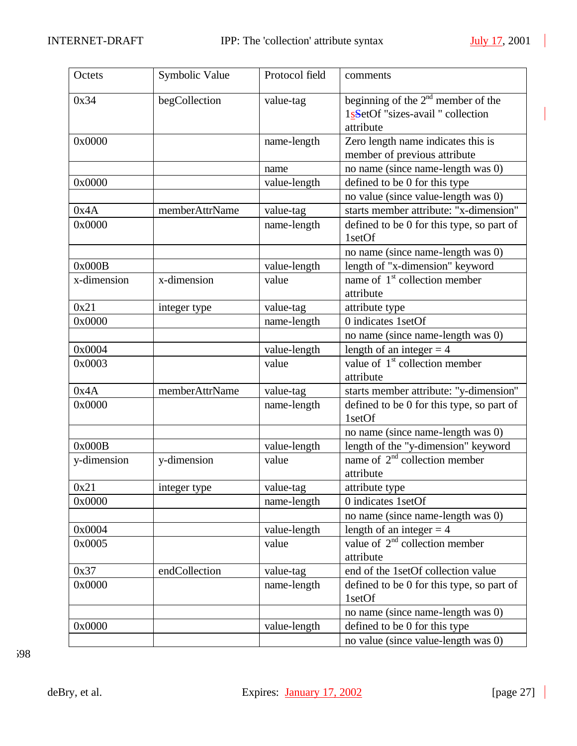| Octets | Symbolic Value | Protocol field | comments |
|---|---|---|---|
| 0x34 | begCollection | value-tag | beginning of the 2nd member of the 1setOf "sizes-avail " collection attribute |
| 0x0000 | | name-length | Zero length name indicates this is member of previous attribute |
| | | name | no name (since name-length was 0) |
| 0x0000 | | value-length | defined to be 0 for this type |
| | | | no value (since value-length was 0) |
| 0x4A | memberAttrName | value-tag | starts member attribute: "x-dimension" |
| 0x0000 | | name-length | defined to be 0 for this type, so part of 1setOf |
| | | | no name (since name-length was 0) |
| 0x000B | | value-length | length of "x-dimension" keyword |
| x-dimension | x-dimension | value | name of 1st collection member attribute |
| 0x21 | integer type | value-tag | attribute type |
| 0x0000 | | name-length | 0 indicates 1setOf |
| | | | no name (since name-length was 0) |
| 0x0004 | | value-length | length of an integer = 4 |
| 0x0003 | | value | value of 1st collection member attribute |
| 0x4A | memberAttrName | value-tag | starts member attribute: "y-dimension" |
| 0x0000 | | name-length | defined to be 0 for this type, so part of 1setOf |
| | | | no name (since name-length was 0) |
| 0x000B | | value-length | length of the "y-dimension" keyword |
| y-dimension | y-dimension | value | name of 2nd collection member attribute |
| 0x21 | integer type | value-tag | attribute type |
| 0x0000 | | name-length | 0 indicates 1setOf |
| | | | no name (since name-length was 0) |
| 0x0004 | | value-length | length of an integer = 4 |
| 0x0005 | | value | value of 2nd collection member attribute |
| 0x37 | endCollection | value-tag | end of the 1setOf collection value |
| 0x0000 | | name-length | defined to be 0 for this type, so part of 1setOf |
| | | | no name (since name-length was 0) |
| 0x0000 | | value-length | defined to be 0 for this type |
| | | | no value (since value-length was 0) |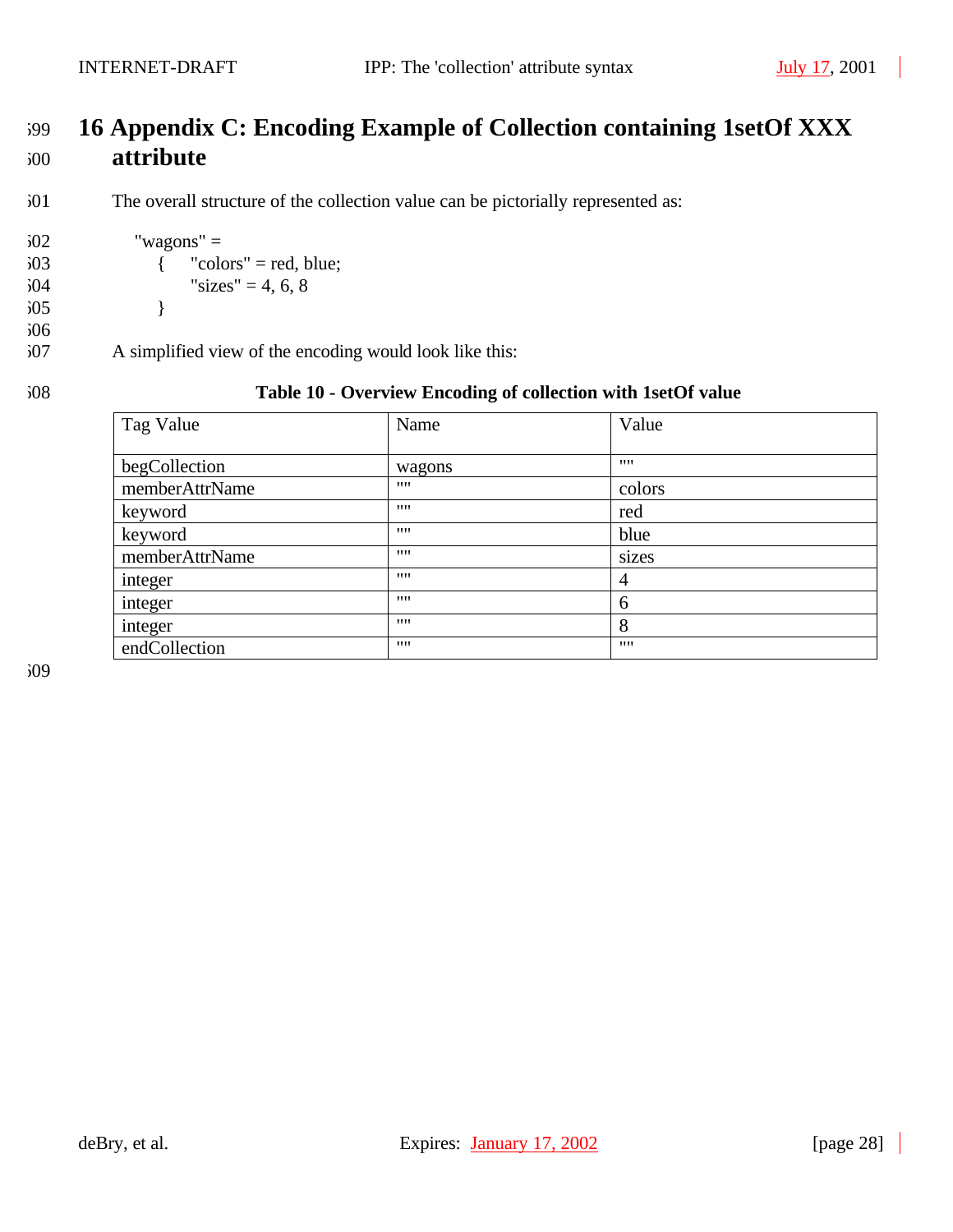# 16 Appendix C: Encoding Example of Collection containing 1setOf XXX attribute

The overall structure of the collection value can be pictorially represented as:

```
"wagons" =
    {   "colors" = red, blue;
        "sizes" = 4, 6, 8
    }
```

A simplified view of the encoding would look like this:

**Table 10 - Overview Encoding of collection with 1setOf value**

| Tag Value | Name | Value |
|---|---|---|
| begCollection | wagons | "" |
| memberAttrName | "" | colors |
| keyword | "" | red |
| keyword | "" | blue |
| memberAttrName | "" | sizes |
| integer | "" | 4 |
| integer | "" | 6 |
| integer | "" | 8 |
| endCollection | "" | "" |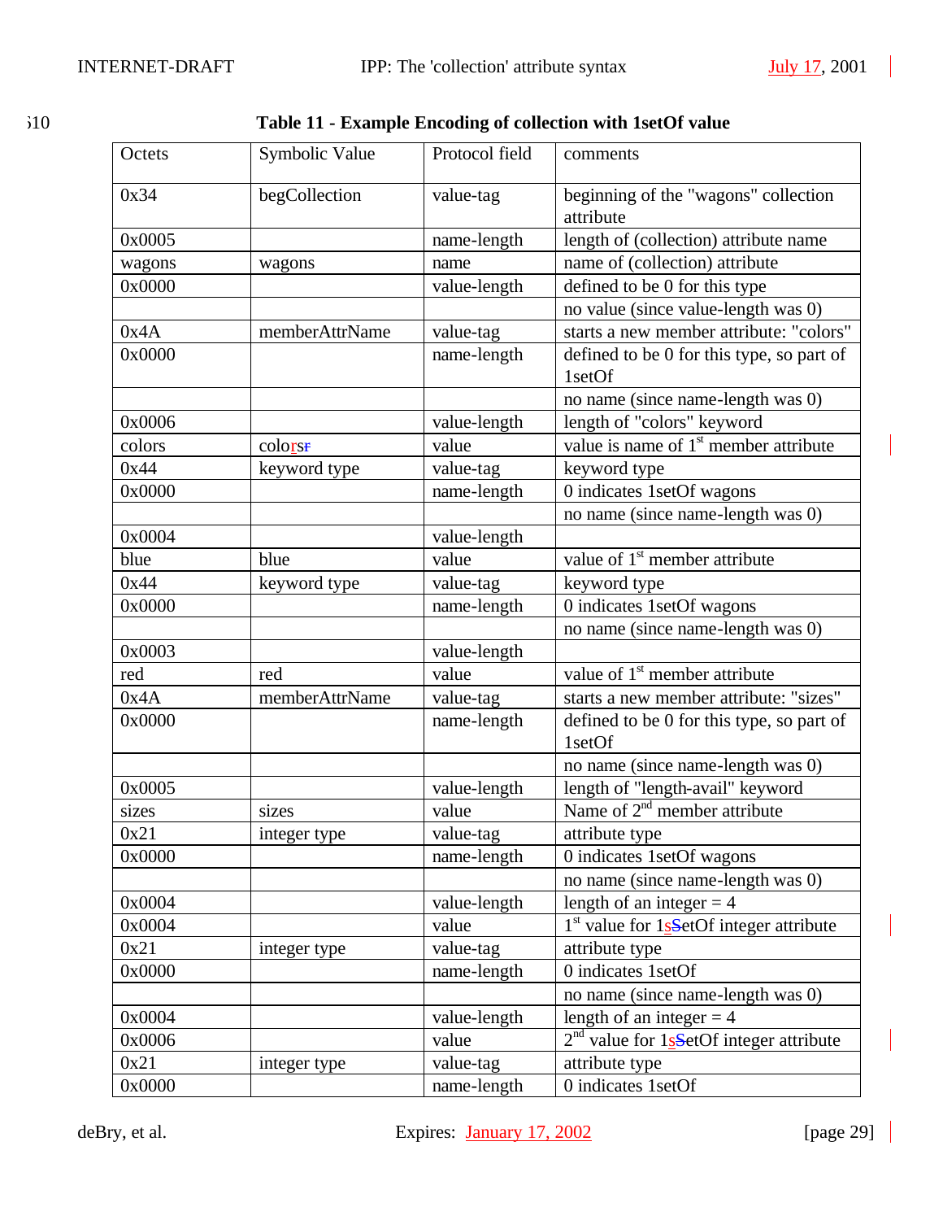**Table 11 - Example Encoding of collection with 1setOf value**

| Octets | Symbolic Value | Protocol field | comments |
|---|---|---|---|
| 0x34 | begCollection | value-tag | beginning of the "wagons" collection attribute |
| 0x0005 | | name-length | length of (collection) attribute name |
| wagons | wagons | name | name of (collection) attribute |
| 0x0000 | | value-length | defined to be 0 for this type |
| | | | no value (since value-length was 0) |
| 0x4A | memberAttrName | value-tag | starts a new member attribute: "colors" |
| 0x0000 | | name-length | defined to be 0 for this type, so part of 1setOf |
| | | | no name (since name-length was 0) |
| 0x0006 | | value-length | length of "colors" keyword |
| colors | colors | value | value is name of 1st member attribute |
| 0x44 | keyword type | value-tag | keyword type |
| 0x0000 | | name-length | 0 indicates 1setOf wagons |
| | | | no name (since name-length was 0) |
| 0x0004 | | value-length | |
| blue | blue | value | value of 1st member attribute |
| 0x44 | keyword type | value-tag | keyword type |
| 0x0000 | | name-length | 0 indicates 1setOf wagons |
| | | | no name (since name-length was 0) |
| 0x0003 | | value-length | |
| red | red | value | value of 1st member attribute |
| 0x4A | memberAttrName | value-tag | starts a new member attribute: "sizes" |
| 0x0000 | | name-length | defined to be 0 for this type, so part of 1setOf |
| | | | no name (since name-length was 0) |
| 0x0005 | | value-length | length of "length-avail" keyword |
| sizes | sizes | value | Name of 2nd member attribute |
| 0x21 | integer type | value-tag | attribute type |
| 0x0000 | | name-length | 0 indicates 1setOf wagons |
| | | | no name (since name-length was 0) |
| 0x0004 | | value-length | length of an integer = 4 |
| 0x0004 | | value | 1st value for 1setOf integer attribute |
| 0x21 | integer type | value-tag | attribute type |
| 0x0000 | | name-length | 0 indicates 1setOf |
| | | | no name (since name-length was 0) |
| 0x0004 | | value-length | length of an integer = 4 |
| 0x0006 | | value | 2nd value for 1setOf integer attribute |
| 0x21 | integer type | value-tag | attribute type |
| 0x0000 | | name-length | 0 indicates 1setOf |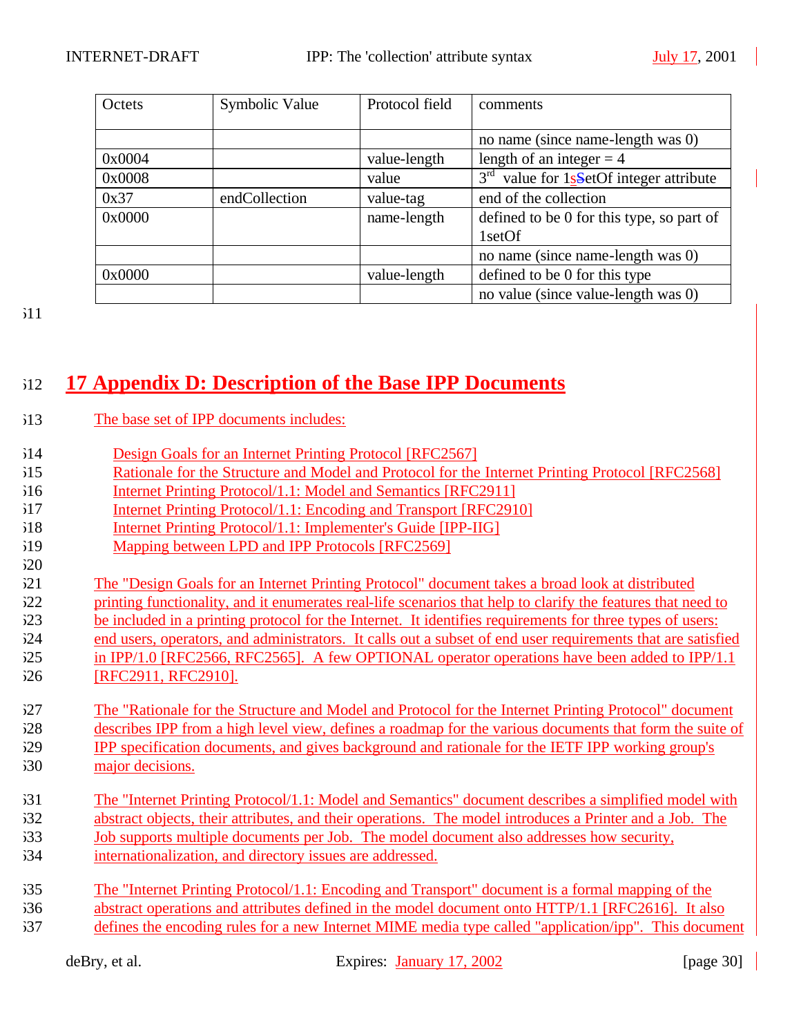| Octets | Symbolic Value | Protocol field | comments |
|---|---|---|---|
| | | | no name (since name-length was 0) |
| 0x0004 | | value-length | length of an integer = 4 |
| 0x0008 | | value | 3rd value for 1setOf integer attribute |
| 0x37 | endCollection | value-tag | end of the collection |
| 0x0000 | | name-length | defined to be 0 for this type, so part of 1setOf |
| | | | no name (since name-length was 0) |
| 0x0000 | | value-length | defined to be 0 for this type |
| | | | no value (since value-length was 0) |

# 17 Appendix D: Description of the Base IPP Documents

The base set of IPP documents includes:

Design Goals for an Internet Printing Protocol [RFC2567]
Rationale for the Structure and Model and Protocol for the Internet Printing Protocol [RFC2568]
Internet Printing Protocol/1.1: Model and Semantics [RFC2911]
Internet Printing Protocol/1.1: Encoding and Transport [RFC2910]
Internet Printing Protocol/1.1: Implementer's Guide [IPP-IIG]
Mapping between LPD and IPP Protocols [RFC2569]

The "Design Goals for an Internet Printing Protocol" document takes a broad look at distributed printing functionality, and it enumerates real-life scenarios that help to clarify the features that need to be included in a printing protocol for the Internet. It identifies requirements for three types of users: end users, operators, and administrators. It calls out a subset of end user requirements that are satisfied in IPP/1.0 [RFC2566, RFC2565]. A few OPTIONAL operator operations have been added to IPP/1.1 [RFC2911, RFC2910].

The "Rationale for the Structure and Model and Protocol for the Internet Printing Protocol" document describes IPP from a high level view, defines a roadmap for the various documents that form the suite of IPP specification documents, and gives background and rationale for the IETF IPP working group's major decisions.

The "Internet Printing Protocol/1.1: Model and Semantics" document describes a simplified model with abstract objects, their attributes, and their operations. The model introduces a Printer and a Job. The Job supports multiple documents per Job. The model document also addresses how security, internationalization, and directory issues are addressed.

The "Internet Printing Protocol/1.1: Encoding and Transport" document is a formal mapping of the abstract operations and attributes defined in the model document onto HTTP/1.1 [RFC2616]. It also defines the encoding rules for a new Internet MIME media type called "application/ipp". This document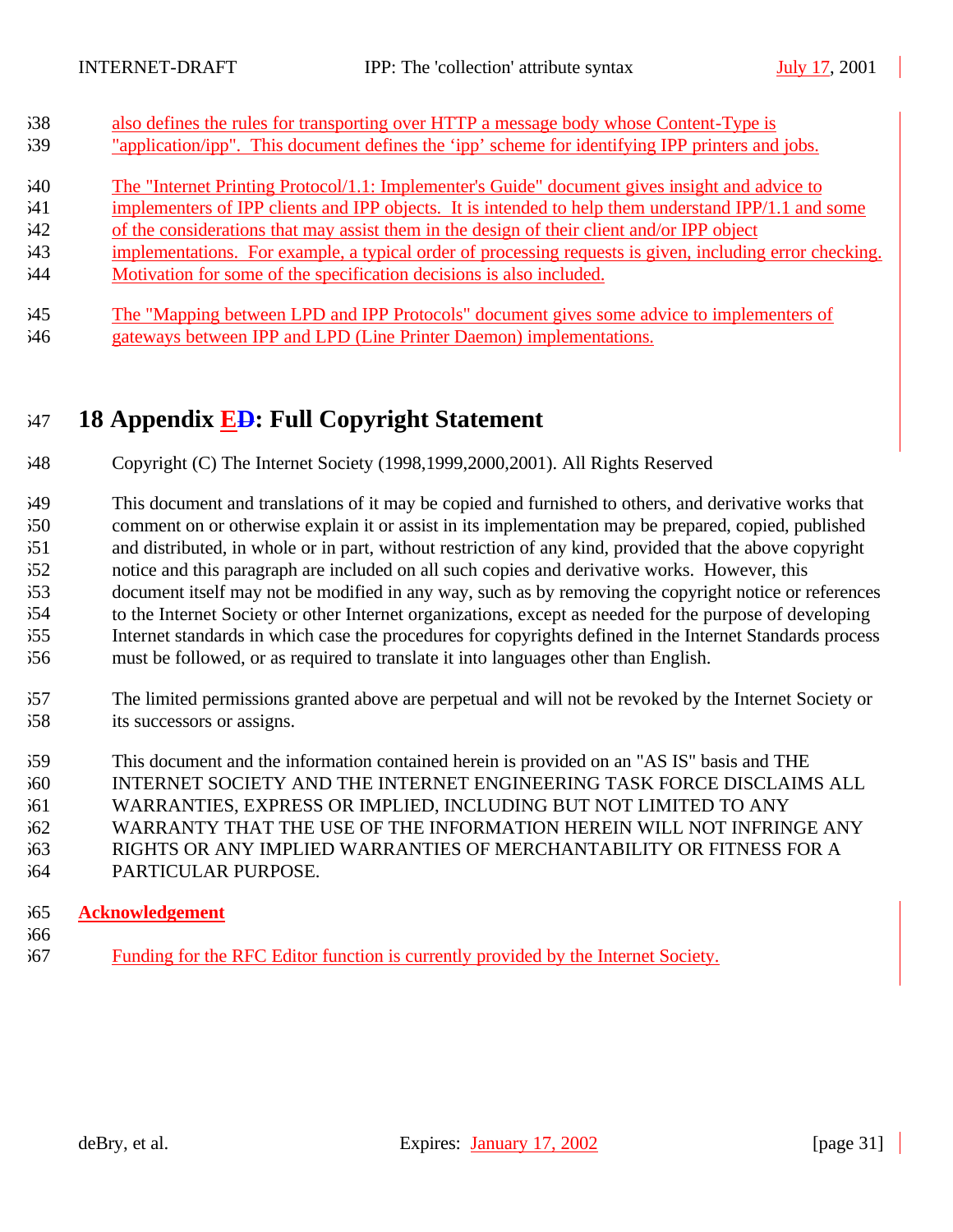also defines the rules for transporting over HTTP a message body whose Content-Type is "application/ipp". This document defines the 'ipp' scheme for identifying IPP printers and jobs.

The "Internet Printing Protocol/1.1: Implementer's Guide" document gives insight and advice to implementers of IPP clients and IPP objects. It is intended to help them understand IPP/1.1 and some of the considerations that may assist them in the design of their client and/or IPP object implementations. For example, a typical order of processing requests is given, including error checking. Motivation for some of the specification decisions is also included.

The "Mapping between LPD and IPP Protocols" document gives some advice to implementers of gateways between IPP and LPD (Line Printer Daemon) implementations.

# 18 Appendix ED: Full Copyright Statement

Copyright (C) The Internet Society (1998,1999,2000,2001). All Rights Reserved

This document and translations of it may be copied and furnished to others, and derivative works that comment on or otherwise explain it or assist in its implementation may be prepared, copied, published and distributed, in whole or in part, without restriction of any kind, provided that the above copyright notice and this paragraph are included on all such copies and derivative works. However, this document itself may not be modified in any way, such as by removing the copyright notice or references to the Internet Society or other Internet organizations, except as needed for the purpose of developing Internet standards in which case the procedures for copyrights defined in the Internet Standards process must be followed, or as required to translate it into languages other than English.

The limited permissions granted above are perpetual and will not be revoked by the Internet Society or its successors or assigns.

This document and the information contained herein is provided on an "AS IS" basis and THE INTERNET SOCIETY AND THE INTERNET ENGINEERING TASK FORCE DISCLAIMS ALL WARRANTIES, EXPRESS OR IMPLIED, INCLUDING BUT NOT LIMITED TO ANY WARRANTY THAT THE USE OF THE INFORMATION HEREIN WILL NOT INFRINGE ANY RIGHTS OR ANY IMPLIED WARRANTIES OF MERCHANTABILITY OR FITNESS FOR A PARTICULAR PURPOSE.

**Acknowledgement**

Funding for the RFC Editor function is currently provided by the Internet Society.